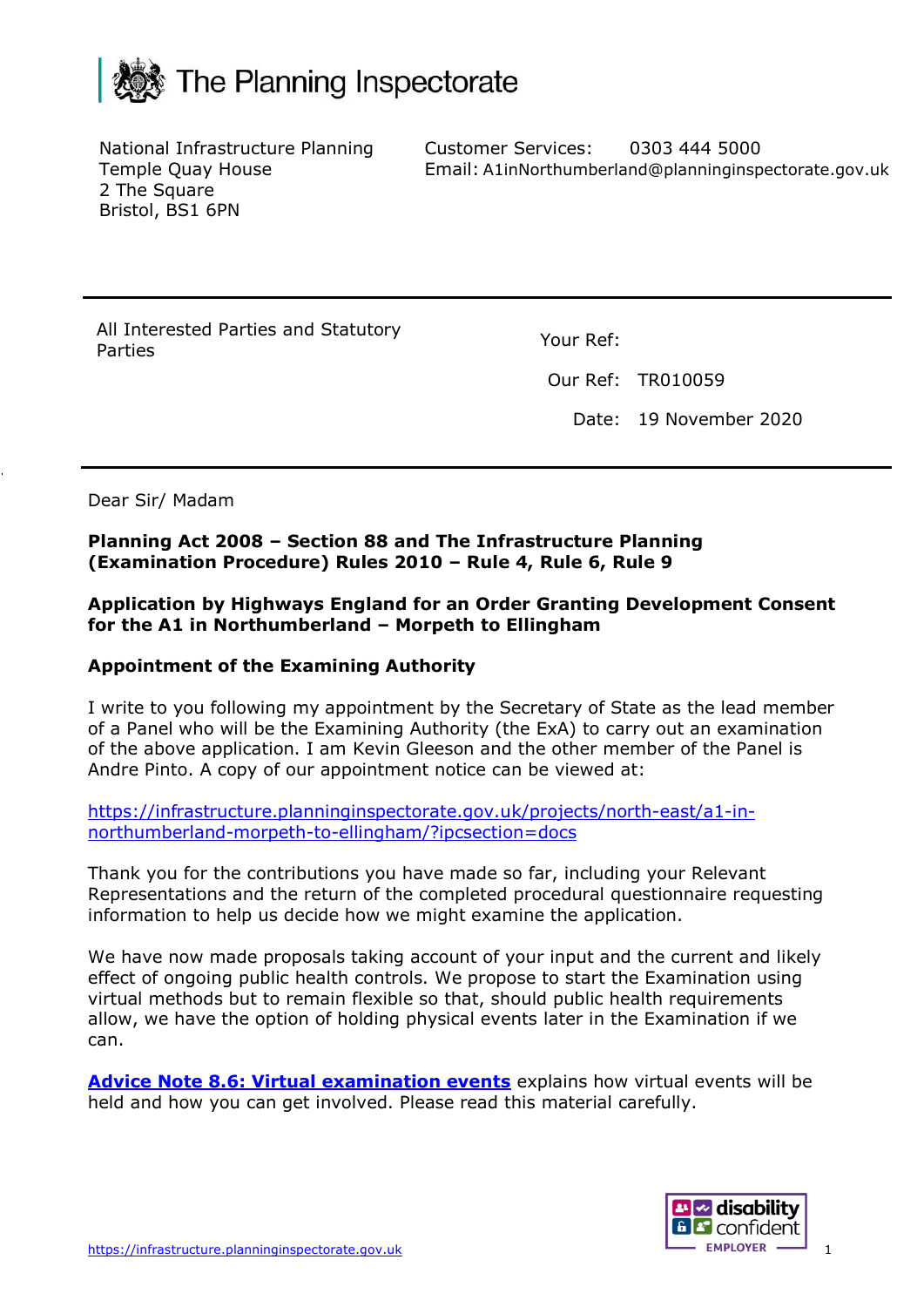# The Planning Inspectorate

National Infrastructure Planning
Temple Quay House
2 The Square
Bristol, BS1 6PN

Customer Services: 0303 444 5000
Email: A1inNorthumberland@planninginspectorate.gov.uk

---

All Interested Parties and Statutory Parties

Your Ref:

Our Ref: TR010059

Date: 19 November 2020

---

Dear Sir/ Madam

**Planning Act 2008 – Section 88 and The Infrastructure Planning (Examination Procedure) Rules 2010 – Rule 4, Rule 6, Rule 9**

**Application by Highways England for an Order Granting Development Consent for the A1 in Northumberland – Morpeth to Ellingham**

**Appointment of the Examining Authority**

I write to you following my appointment by the Secretary of State as the lead member of a Panel who will be the Examining Authority (the ExA) to carry out an examination of the above application. I am Kevin Gleeson and the other member of the Panel is Andre Pinto. A copy of our appointment notice can be viewed at:

[https://infrastructure.planninginspectorate.gov.uk/projects/north-east/a1-in-northumberland-morpeth-to-ellingham/?ipcsection=docs](https://infrastructure.planninginspectorate.gov.uk/projects/north-east/a1-in-northumberland-morpeth-to-ellingham/?ipcsection=docs)

Thank you for the contributions you have made so far, including your Relevant Representations and the return of the completed procedural questionnaire requesting information to help us decide how we might examine the application.

We have now made proposals taking account of your input and the current and likely effect of ongoing public health controls. We propose to start the Examination using virtual methods but to remain flexible so that, should public health requirements allow, we have the option of holding physical events later in the Examination if we can.

**[Advice Note 8.6: Virtual examination events]()** explains how virtual events will be held and how you can get involved. Please read this material carefully.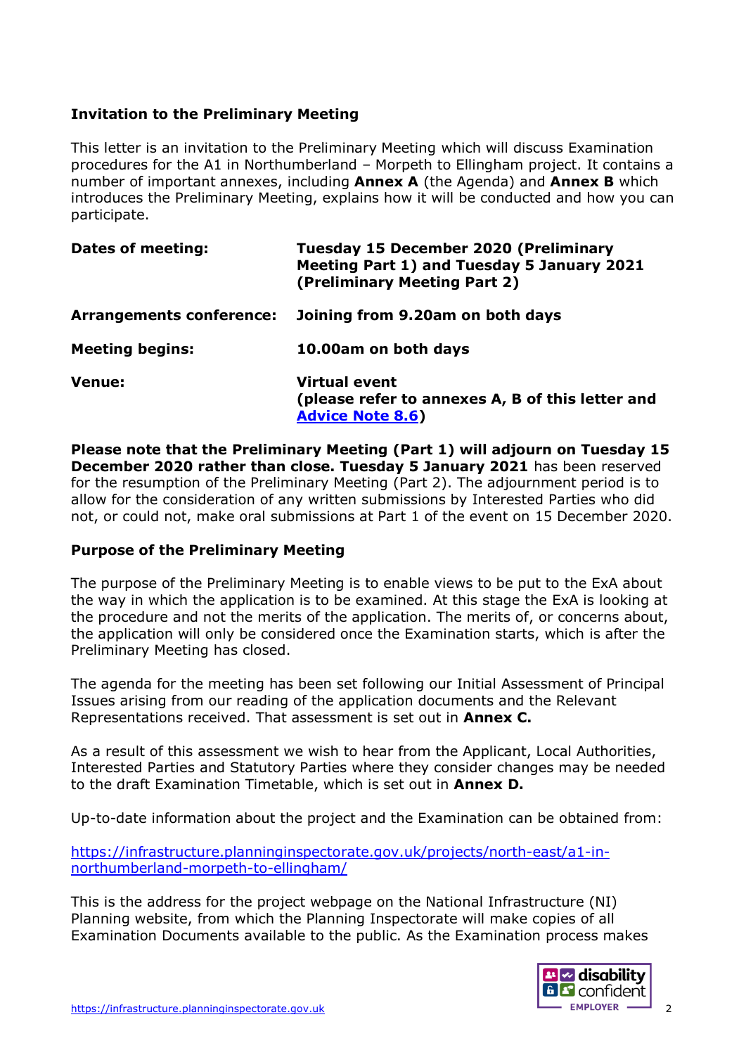**Invitation to the Preliminary Meeting**

This letter is an invitation to the Preliminary Meeting which will discuss Examination procedures for the A1 in Northumberland – Morpeth to Ellingham project. It contains a number of important annexes, including **Annex A** (the Agenda) and **Annex B** which introduces the Preliminary Meeting, explains how it will be conducted and how you can participate.

| | |
|---|---|
| **Dates of meeting:** | **Tuesday 15 December 2020 (Preliminary Meeting Part 1) and Tuesday 5 January 2021 (Preliminary Meeting Part 2)** |
| **Arrangements conference:** | **Joining from 9.20am on both days** |
| **Meeting begins:** | **10.00am on both days** |
| **Venue:** | **Virtual event (please refer to annexes A, B of this letter and Advice Note 8.6)** |

**Please note that the Preliminary Meeting (Part 1) will adjourn on Tuesday 15 December 2020 rather than close. Tuesday 5 January 2021** has been reserved for the resumption of the Preliminary Meeting (Part 2). The adjournment period is to allow for the consideration of any written submissions by Interested Parties who did not, or could not, make oral submissions at Part 1 of the event on 15 December 2020.

**Purpose of the Preliminary Meeting**

The purpose of the Preliminary Meeting is to enable views to be put to the ExA about the way in which the application is to be examined. At this stage the ExA is looking at the procedure and not the merits of the application. The merits of, or concerns about, the application will only be considered once the Examination starts, which is after the Preliminary Meeting has closed.

The agenda for the meeting has been set following our Initial Assessment of Principal Issues arising from our reading of the application documents and the Relevant Representations received. That assessment is set out in **Annex C.**

As a result of this assessment we wish to hear from the Applicant, Local Authorities, Interested Parties and Statutory Parties where they consider changes may be needed to the draft Examination Timetable, which is set out in **Annex D.**

Up-to-date information about the project and the Examination can be obtained from:

https://infrastructure.planninginspectorate.gov.uk/projects/north-east/a1-in-northumberland-morpeth-to-ellingham/

This is the address for the project webpage on the National Infrastructure (NI) Planning website, from which the Planning Inspectorate will make copies of all Examination Documents available to the public. As the Examination process makes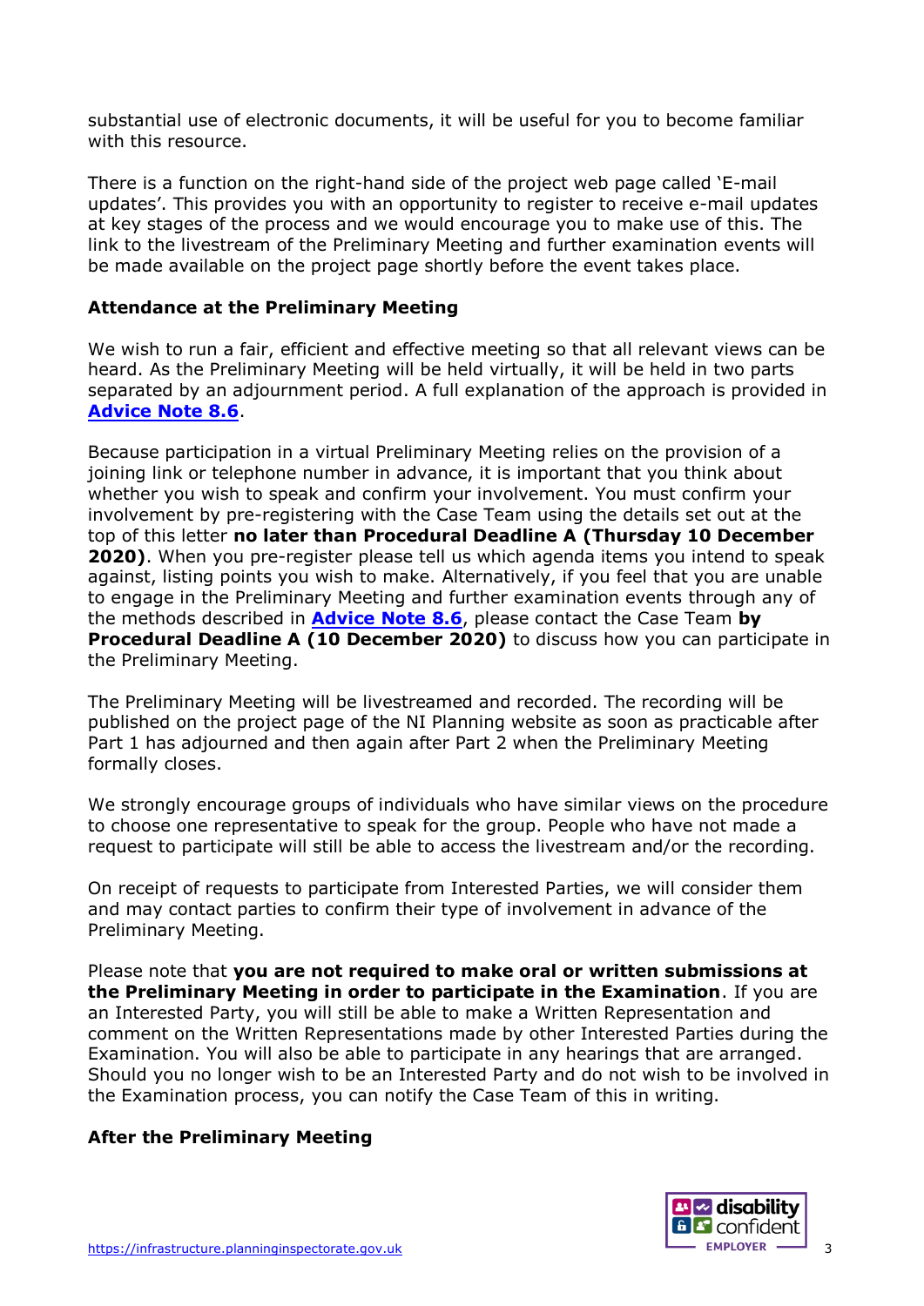substantial use of electronic documents, it will be useful for you to become familiar with this resource.

There is a function on the right-hand side of the project web page called 'E-mail updates'. This provides you with an opportunity to register to receive e-mail updates at key stages of the process and we would encourage you to make use of this. The link to the livestream of the Preliminary Meeting and further examination events will be made available on the project page shortly before the event takes place.

**Attendance at the Preliminary Meeting**

We wish to run a fair, efficient and effective meeting so that all relevant views can be heard. As the Preliminary Meeting will be held virtually, it will be held in two parts separated by an adjournment period. A full explanation of the approach is provided in **Advice Note 8.6**.

Because participation in a virtual Preliminary Meeting relies on the provision of a joining link or telephone number in advance, it is important that you think about whether you wish to speak and confirm your involvement. You must confirm your involvement by pre-registering with the Case Team using the details set out at the top of this letter **no later than Procedural Deadline A (Thursday 10 December 2020)**. When you pre-register please tell us which agenda items you intend to speak against, listing points you wish to make. Alternatively, if you feel that you are unable to engage in the Preliminary Meeting and further examination events through any of the methods described in **Advice Note 8.6**, please contact the Case Team **by Procedural Deadline A (10 December 2020)** to discuss how you can participate in the Preliminary Meeting.

The Preliminary Meeting will be livestreamed and recorded. The recording will be published on the project page of the NI Planning website as soon as practicable after Part 1 has adjourned and then again after Part 2 when the Preliminary Meeting formally closes.

We strongly encourage groups of individuals who have similar views on the procedure to choose one representative to speak for the group. People who have not made a request to participate will still be able to access the livestream and/or the recording.

On receipt of requests to participate from Interested Parties, we will consider them and may contact parties to confirm their type of involvement in advance of the Preliminary Meeting.

Please note that **you are not required to make oral or written submissions at the Preliminary Meeting in order to participate in the Examination**. If you are an Interested Party, you will still be able to make a Written Representation and comment on the Written Representations made by other Interested Parties during the Examination. You will also be able to participate in any hearings that are arranged. Should you no longer wish to be an Interested Party and do not wish to be involved in the Examination process, you can notify the Case Team of this in writing.

**After the Preliminary Meeting**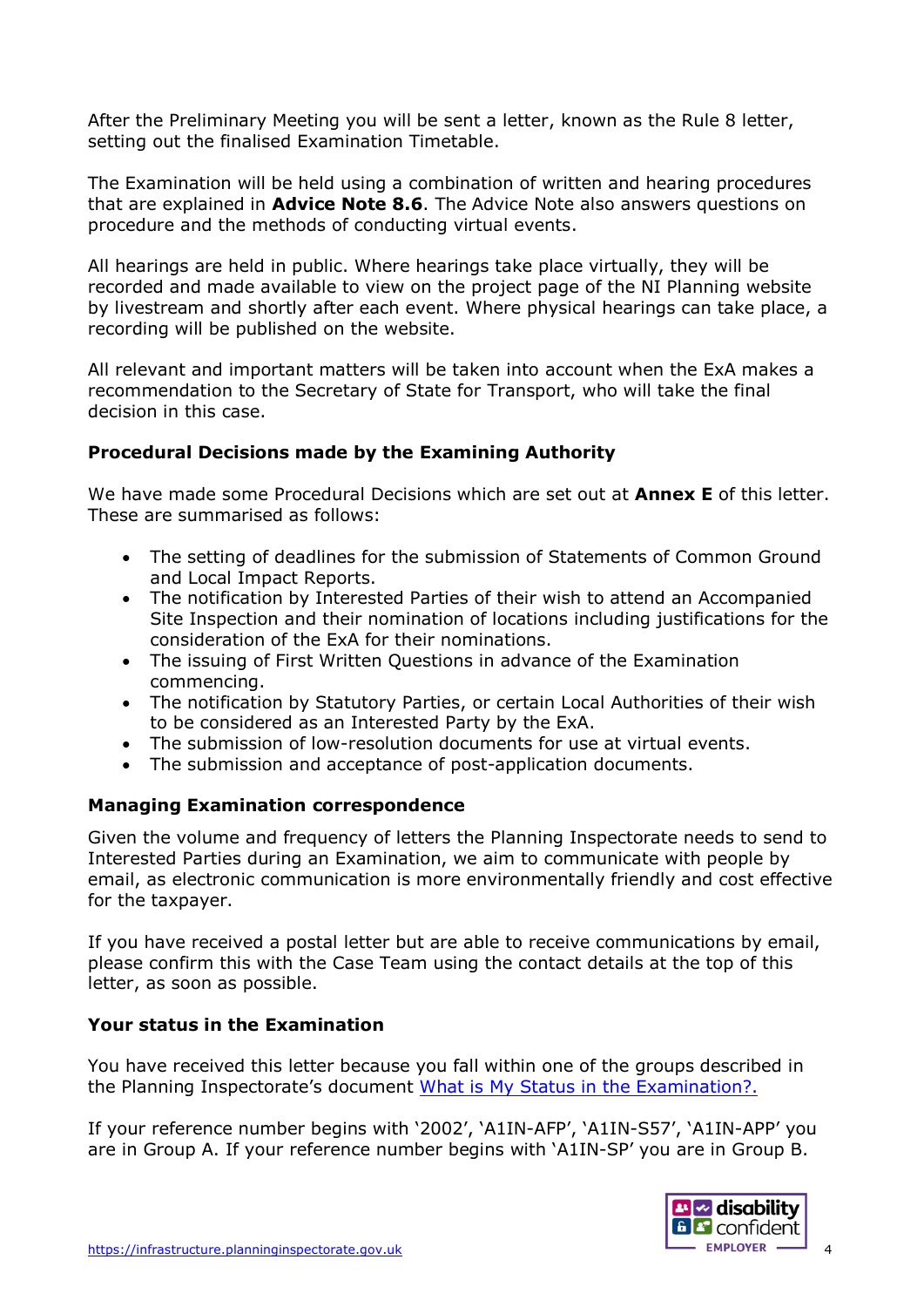After the Preliminary Meeting you will be sent a letter, known as the Rule 8 letter, setting out the finalised Examination Timetable.

The Examination will be held using a combination of written and hearing procedures that are explained in **Advice Note 8.6**. The Advice Note also answers questions on procedure and the methods of conducting virtual events.

All hearings are held in public. Where hearings take place virtually, they will be recorded and made available to view on the project page of the NI Planning website by livestream and shortly after each event. Where physical hearings can take place, a recording will be published on the website.

All relevant and important matters will be taken into account when the ExA makes a recommendation to the Secretary of State for Transport, who will take the final decision in this case.

### Procedural Decisions made by the Examining Authority

We have made some Procedural Decisions which are set out at **Annex E** of this letter. These are summarised as follows:

- The setting of deadlines for the submission of Statements of Common Ground and Local Impact Reports.
- The notification by Interested Parties of their wish to attend an Accompanied Site Inspection and their nomination of locations including justifications for the consideration of the ExA for their nominations.
- The issuing of First Written Questions in advance of the Examination commencing.
- The notification by Statutory Parties, or certain Local Authorities of their wish to be considered as an Interested Party by the ExA.
- The submission of low-resolution documents for use at virtual events.
- The submission and acceptance of post-application documents.

### Managing Examination correspondence

Given the volume and frequency of letters the Planning Inspectorate needs to send to Interested Parties during an Examination, we aim to communicate with people by email, as electronic communication is more environmentally friendly and cost effective for the taxpayer.

If you have received a postal letter but are able to receive communications by email, please confirm this with the Case Team using the contact details at the top of this letter, as soon as possible.

### Your status in the Examination

You have received this letter because you fall within one of the groups described in the Planning Inspectorate's document [What is My Status in the Examination?.](https://infrastructure.planninginspectorate.gov.uk)

If your reference number begins with '2002', 'A1IN-AFP', 'A1IN-S57', 'A1IN-APP' you are in Group A. If your reference number begins with 'A1IN-SP' you are in Group B.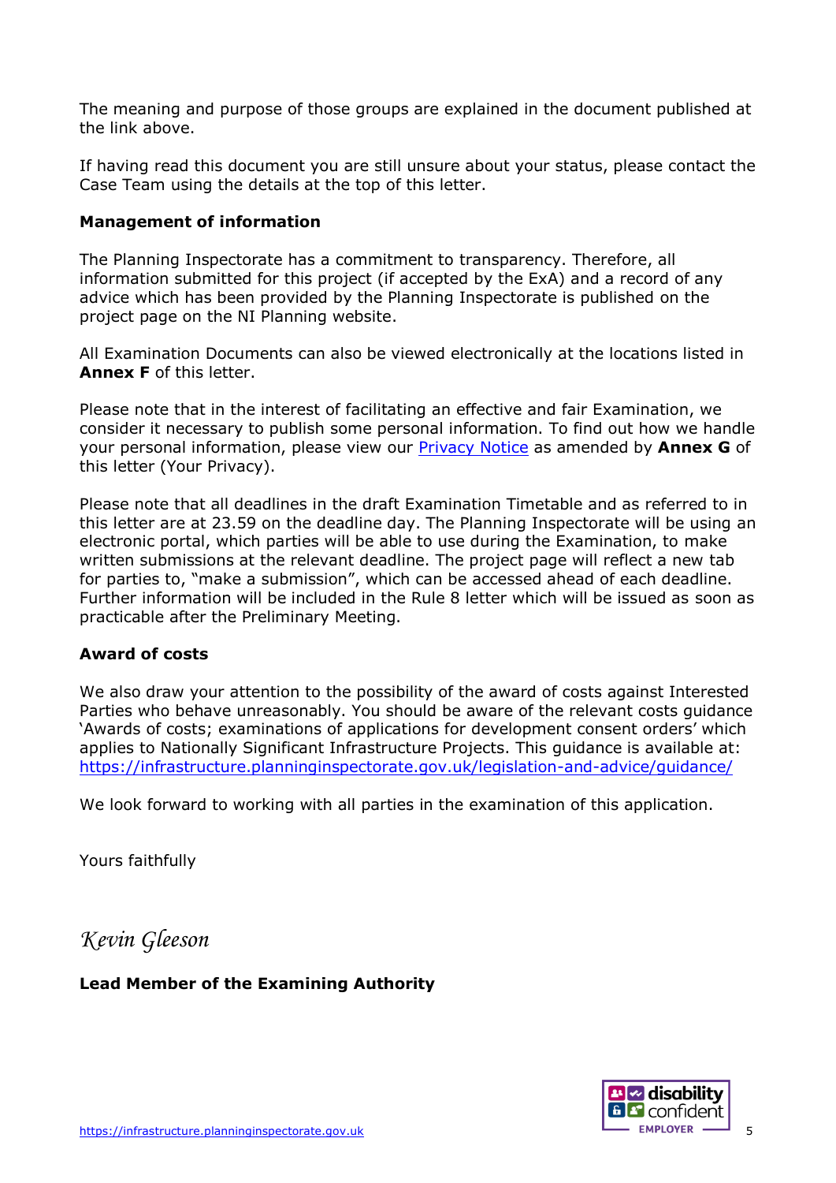The meaning and purpose of those groups are explained in the document published at the link above.

If having read this document you are still unsure about your status, please contact the Case Team using the details at the top of this letter.

**Management of information**

The Planning Inspectorate has a commitment to transparency. Therefore, all information submitted for this project (if accepted by the ExA) and a record of any advice which has been provided by the Planning Inspectorate is published on the project page on the NI Planning website.

All Examination Documents can also be viewed electronically at the locations listed in **Annex F** of this letter.

Please note that in the interest of facilitating an effective and fair Examination, we consider it necessary to publish some personal information. To find out how we handle your personal information, please view our Privacy Notice as amended by **Annex G** of this letter (Your Privacy).

Please note that all deadlines in the draft Examination Timetable and as referred to in this letter are at 23.59 on the deadline day. The Planning Inspectorate will be using an electronic portal, which parties will be able to use during the Examination, to make written submissions at the relevant deadline. The project page will reflect a new tab for parties to, "make a submission", which can be accessed ahead of each deadline. Further information will be included in the Rule 8 letter which will be issued as soon as practicable after the Preliminary Meeting.

**Award of costs**

We also draw your attention to the possibility of the award of costs against Interested Parties who behave unreasonably. You should be aware of the relevant costs guidance 'Awards of costs; examinations of applications for development consent orders' which applies to Nationally Significant Infrastructure Projects. This guidance is available at: https://infrastructure.planninginspectorate.gov.uk/legislation-and-advice/guidance/

We look forward to working with all parties in the examination of this application.

Yours faithfully

*Kevin Gleeson*

**Lead Member of the Examining Authority**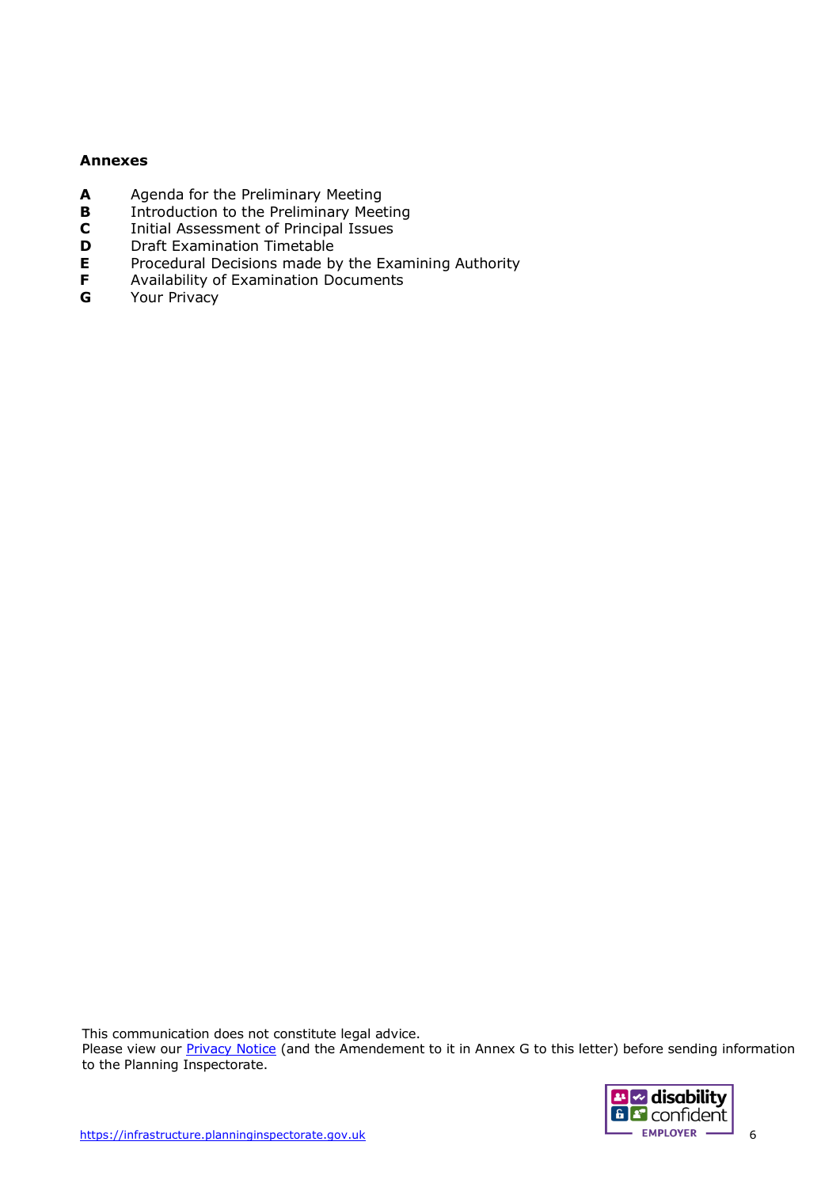**Annexes**

**A** Agenda for the Preliminary Meeting
**B** Introduction to the Preliminary Meeting
**C** Initial Assessment of Principal Issues
**D** Draft Examination Timetable
**E** Procedural Decisions made by the Examining Authority
**F** Availability of Examination Documents
**G** Your Privacy

This communication does not constitute legal advice.
Please view our Privacy Notice (and the Amendement to it in Annex G to this letter) before sending information to the Planning Inspectorate.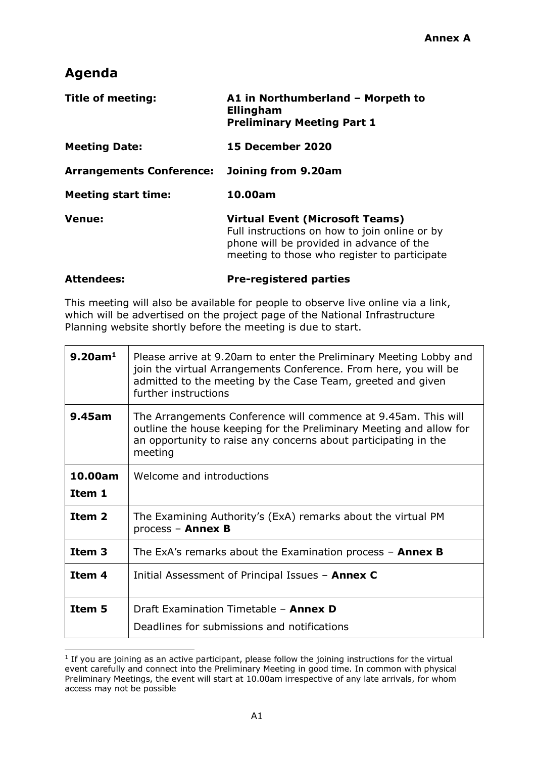**Annex A**

# Agenda

| | |
|---|---|
| **Title of meeting:** | **A1 in Northumberland – Morpeth to Ellingham Preliminary Meeting Part 1** |
| **Meeting Date:** | **15 December 2020** |
| **Arrangements Conference:** | **Joining from 9.20am** |
| **Meeting start time:** | **10.00am** |
| **Venue:** | **Virtual Event (Microsoft Teams)** Full instructions on how to join online or by phone will be provided in advance of the meeting to those who register to participate |
| **Attendees:** | **Pre-registered parties** |

This meeting will also be available for people to observe live online via a link, which will be advertised on the project page of the National Infrastructure Planning website shortly before the meeting is due to start.

| | |
|---|---|
| **9.20am**[1] | Please arrive at 9.20am to enter the Preliminary Meeting Lobby and join the virtual Arrangements Conference. From here, you will be admitted to the meeting by the Case Team, greeted and given further instructions |
| **9.45am** | The Arrangements Conference will commence at 9.45am. This will outline the house keeping for the Preliminary Meeting and allow for an opportunity to raise any concerns about participating in the meeting |
| **10.00am Item 1** | Welcome and introductions |
| **Item 2** | The Examining Authority's (ExA) remarks about the virtual PM process – **Annex B** |
| **Item 3** | The ExA's remarks about the Examination process – **Annex B** |
| **Item 4** | Initial Assessment of Principal Issues – **Annex C** |
| **Item 5** | Draft Examination Timetable – **Annex D** Deadlines for submissions and notifications |

[1] If you are joining as an active participant, please follow the joining instructions for the virtual event carefully and connect into the Preliminary Meeting in good time. In common with physical Preliminary Meetings, the event will start at 10.00am irrespective of any late arrivals, for whom access may not be possible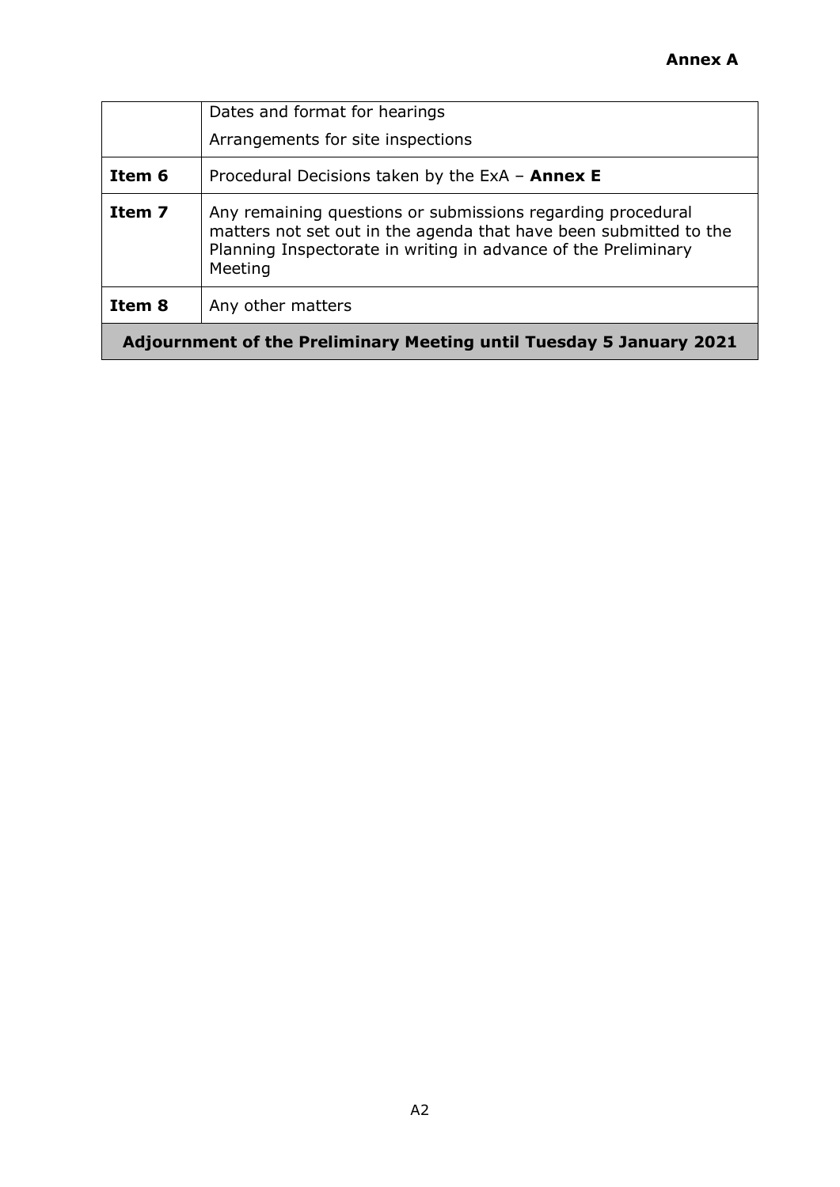**Annex A**

| | |
|---|---|
| | Dates and format for hearings<br>Arrangements for site inspections |
| **Item 6** | Procedural Decisions taken by the ExA – **Annex E** |
| **Item 7** | Any remaining questions or submissions regarding procedural matters not set out in the agenda that have been submitted to the Planning Inspectorate in writing in advance of the Preliminary Meeting |
| **Item 8** | Any other matters |
| **Adjournment of the Preliminary Meeting until Tuesday 5 January 2021** | |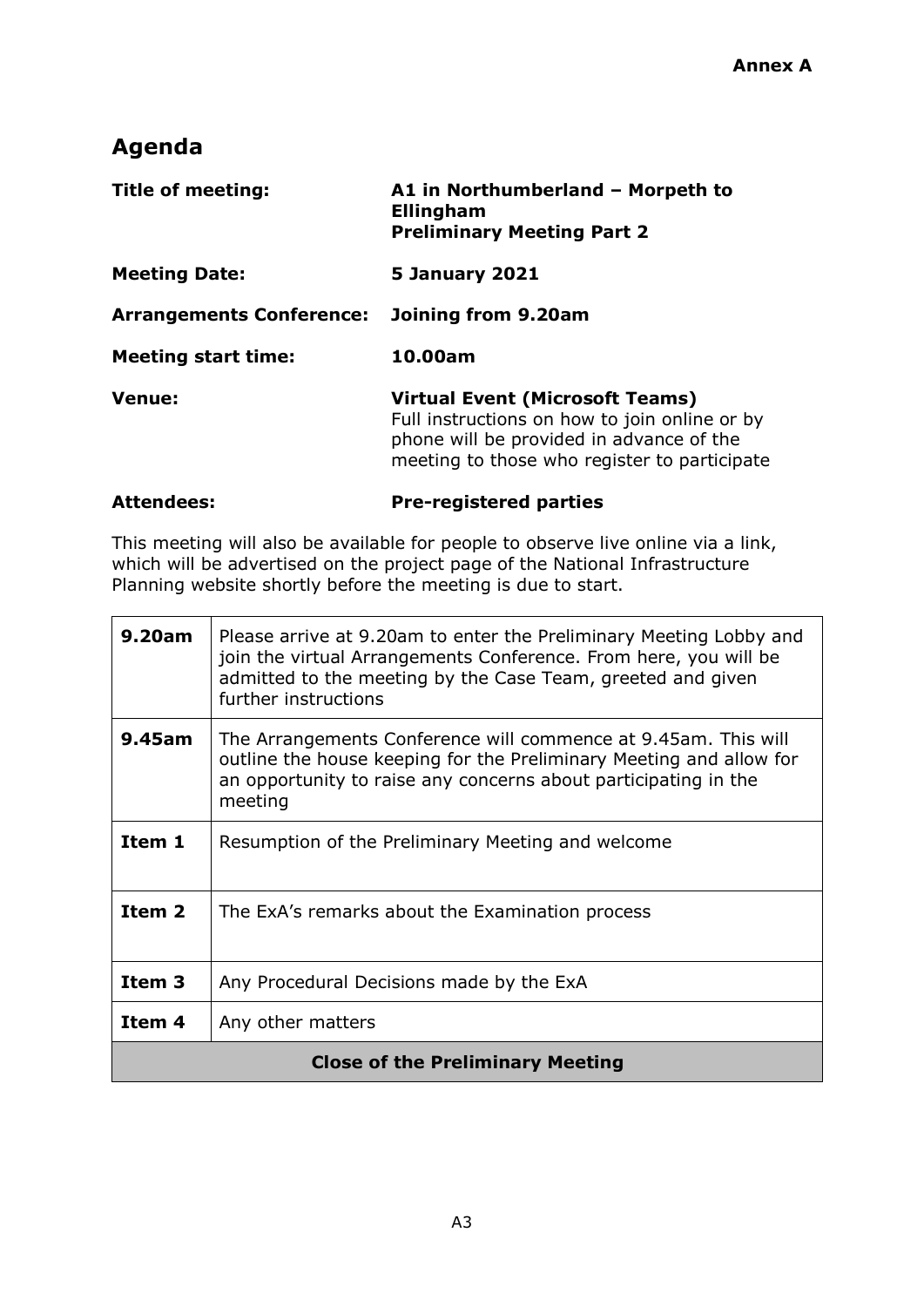**Annex A**

## Agenda

| | |
|---|---|
| **Title of meeting:** | **A1 in Northumberland – Morpeth to Ellingham**<br>**Preliminary Meeting Part 2** |
| **Meeting Date:** | **5 January 2021** |
| **Arrangements Conference:** | **Joining from 9.20am** |
| **Meeting start time:** | **10.00am** |
| **Venue:** | **Virtual Event (Microsoft Teams)**<br>Full instructions on how to join online or by phone will be provided in advance of the meeting to those who register to participate |
| **Attendees:** | **Pre-registered parties** |

This meeting will also be available for people to observe live online via a link, which will be advertised on the project page of the National Infrastructure Planning website shortly before the meeting is due to start.

| | |
|---|---|
| **9.20am** | Please arrive at 9.20am to enter the Preliminary Meeting Lobby and join the virtual Arrangements Conference. From here, you will be admitted to the meeting by the Case Team, greeted and given further instructions |
| **9.45am** | The Arrangements Conference will commence at 9.45am. This will outline the house keeping for the Preliminary Meeting and allow for an opportunity to raise any concerns about participating in the meeting |
| **Item 1** | Resumption of the Preliminary Meeting and welcome |
| **Item 2** | The ExA's remarks about the Examination process |
| **Item 3** | Any Procedural Decisions made by the ExA |
| **Item 4** | Any other matters |
| **Close of the Preliminary Meeting** | |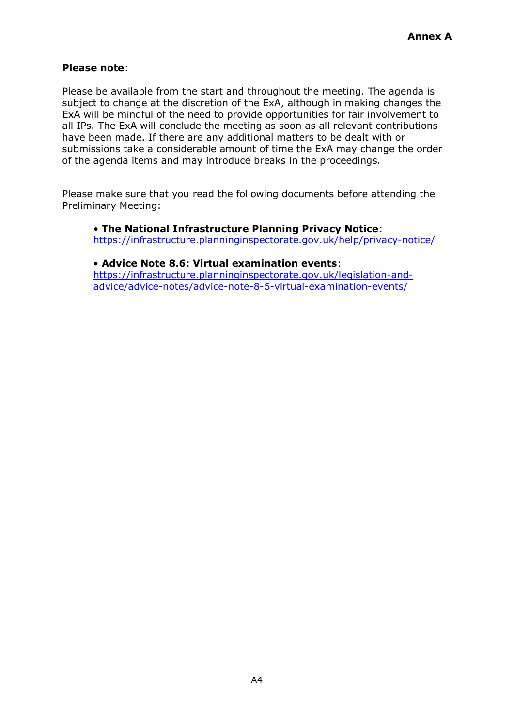**Annex A**

**Please note**:

Please be available from the start and throughout the meeting. The agenda is subject to change at the discretion of the ExA, although in making changes the ExA will be mindful of the need to provide opportunities for fair involvement to all IPs. The ExA will conclude the meeting as soon as all relevant contributions have been made. If there are any additional matters to be dealt with or submissions take a considerable amount of time the ExA may change the order of the agenda items and may introduce breaks in the proceedings.

Please make sure that you read the following documents before attending the Preliminary Meeting:

- **The National Infrastructure Planning Privacy Notice**: https://infrastructure.planninginspectorate.gov.uk/help/privacy-notice/

- **Advice Note 8.6: Virtual examination events**: https://infrastructure.planninginspectorate.gov.uk/legislation-and-advice/advice-notes/advice-note-8-6-virtual-examination-events/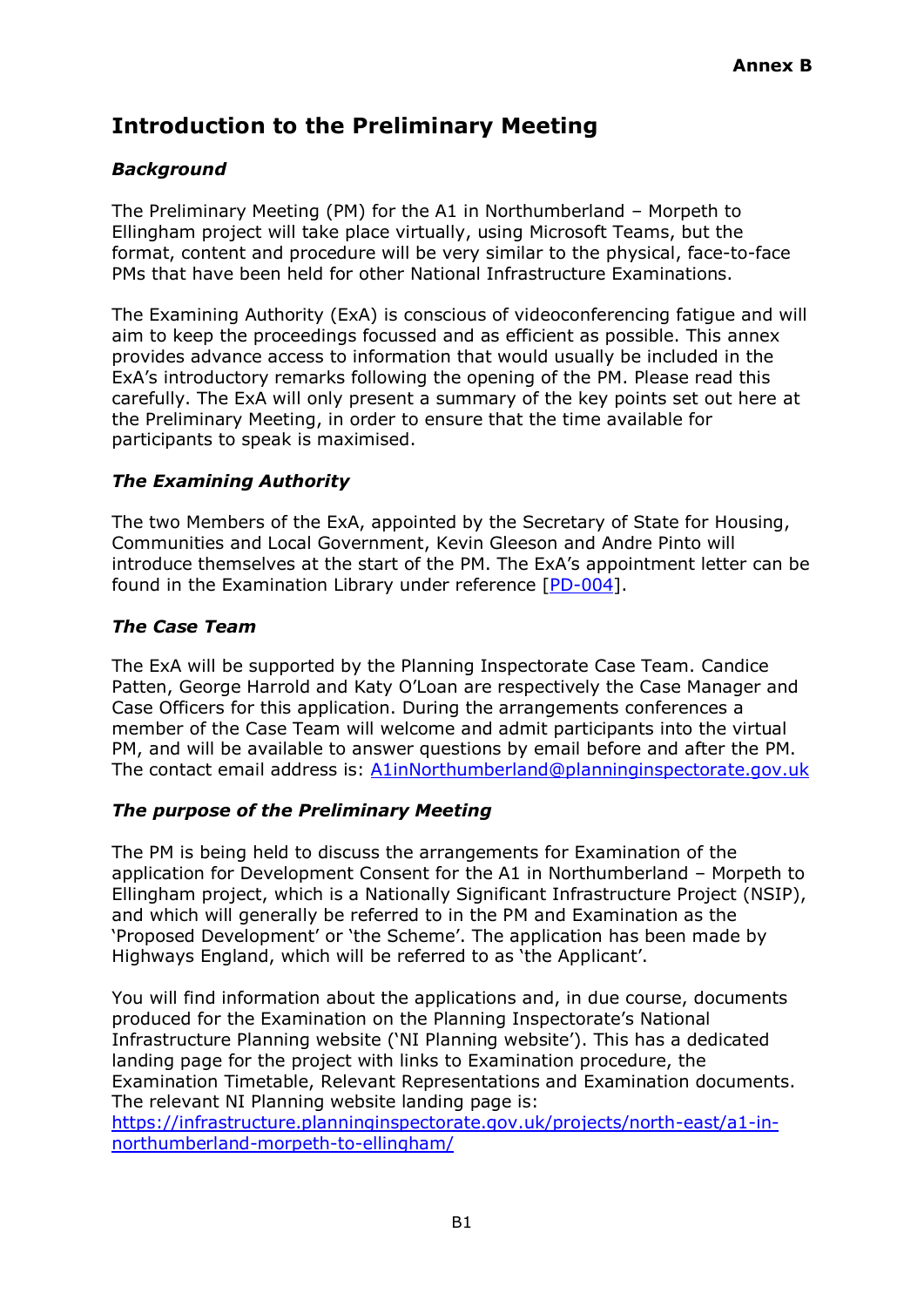**Annex B**

# Introduction to the Preliminary Meeting

### *Background*

The Preliminary Meeting (PM) for the A1 in Northumberland – Morpeth to Ellingham project will take place virtually, using Microsoft Teams, but the format, content and procedure will be very similar to the physical, face-to-face PMs that have been held for other National Infrastructure Examinations.

The Examining Authority (ExA) is conscious of videoconferencing fatigue and will aim to keep the proceedings focussed and as efficient as possible. This annex provides advance access to information that would usually be included in the ExA's introductory remarks following the opening of the PM. Please read this carefully. The ExA will only present a summary of the key points set out here at the Preliminary Meeting, in order to ensure that the time available for participants to speak is maximised.

### *The Examining Authority*

The two Members of the ExA, appointed by the Secretary of State for Housing, Communities and Local Government, Kevin Gleeson and Andre Pinto will introduce themselves at the start of the PM. The ExA's appointment letter can be found in the Examination Library under reference [PD-004].

### *The Case Team*

The ExA will be supported by the Planning Inspectorate Case Team. Candice Patten, George Harrold and Katy O'Loan are respectively the Case Manager and Case Officers for this application. During the arrangements conferences a member of the Case Team will welcome and admit participants into the virtual PM, and will be available to answer questions by email before and after the PM. The contact email address is: A1inNorthumberland@planninginspectorate.gov.uk

### *The purpose of the Preliminary Meeting*

The PM is being held to discuss the arrangements for Examination of the application for Development Consent for the A1 in Northumberland – Morpeth to Ellingham project, which is a Nationally Significant Infrastructure Project (NSIP), and which will generally be referred to in the PM and Examination as the 'Proposed Development' or 'the Scheme'. The application has been made by Highways England, which will be referred to as 'the Applicant'.

You will find information about the applications and, in due course, documents produced for the Examination on the Planning Inspectorate's National Infrastructure Planning website ('NI Planning website'). This has a dedicated landing page for the project with links to Examination procedure, the Examination Timetable, Relevant Representations and Examination documents. The relevant NI Planning website landing page is:
https://infrastructure.planninginspectorate.gov.uk/projects/north-east/a1-in-northumberland-morpeth-to-ellingham/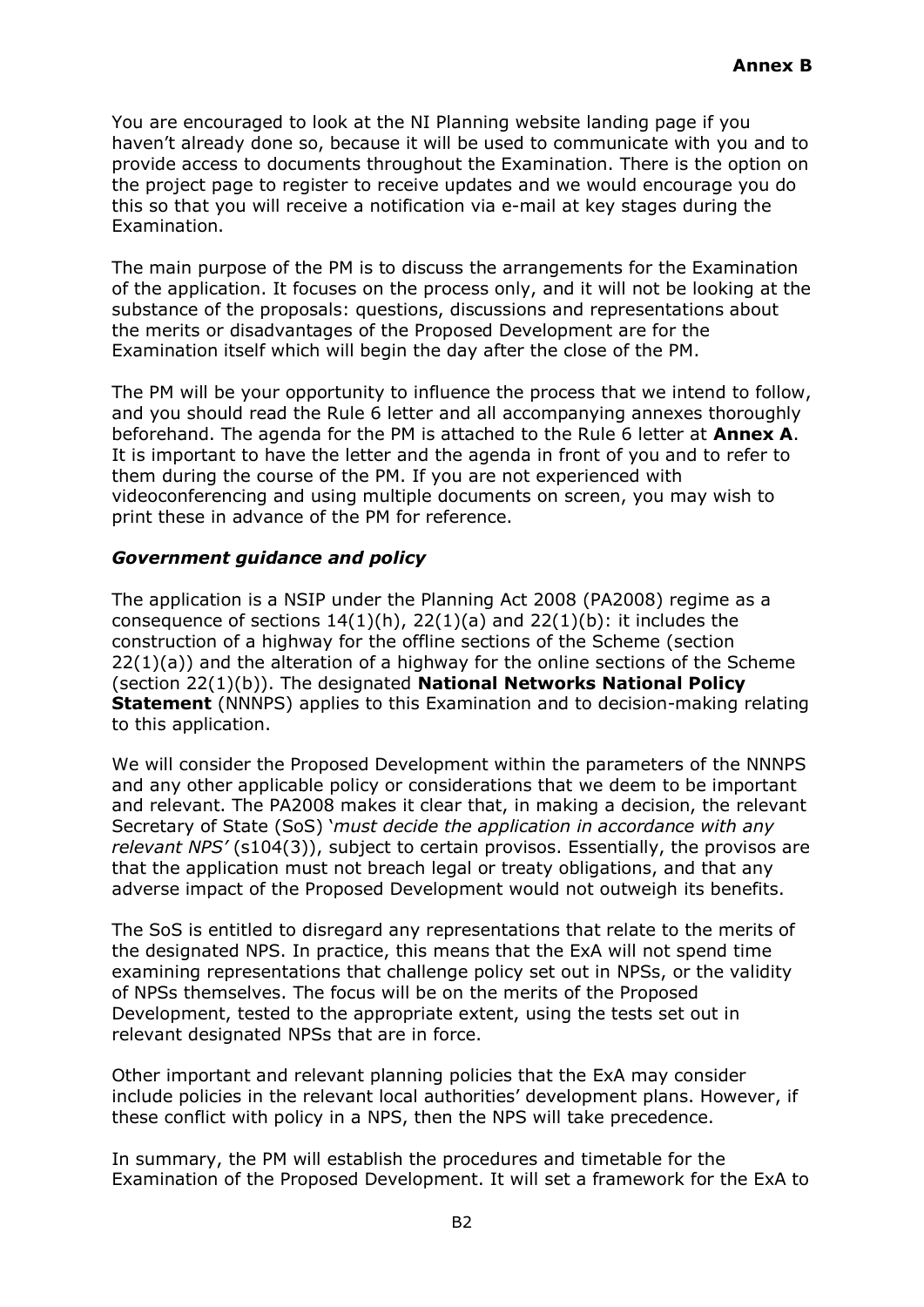You are encouraged to look at the NI Planning website landing page if you haven't already done so, because it will be used to communicate with you and to provide access to documents throughout the Examination. There is the option on the project page to register to receive updates and we would encourage you do this so that you will receive a notification via e-mail at key stages during the Examination.

The main purpose of the PM is to discuss the arrangements for the Examination of the application. It focuses on the process only, and it will not be looking at the substance of the proposals: questions, discussions and representations about the merits or disadvantages of the Proposed Development are for the Examination itself which will begin the day after the close of the PM.

The PM will be your opportunity to influence the process that we intend to follow, and you should read the Rule 6 letter and all accompanying annexes thoroughly beforehand. The agenda for the PM is attached to the Rule 6 letter at **Annex A**. It is important to have the letter and the agenda in front of you and to refer to them during the course of the PM. If you are not experienced with videoconferencing and using multiple documents on screen, you may wish to print these in advance of the PM for reference.

### *Government guidance and policy*

The application is a NSIP under the Planning Act 2008 (PA2008) regime as a consequence of sections 14(1)(h), 22(1)(a) and 22(1)(b): it includes the construction of a highway for the offline sections of the Scheme (section 22(1)(a)) and the alteration of a highway for the online sections of the Scheme (section 22(1)(b)). The designated **National Networks National Policy Statement** (NNNPS) applies to this Examination and to decision-making relating to this application.

We will consider the Proposed Development within the parameters of the NNNPS and any other applicable policy or considerations that we deem to be important and relevant. The PA2008 makes it clear that, in making a decision, the relevant Secretary of State (SoS) '*must decide the application in accordance with any relevant NPS'* (s104(3)), subject to certain provisos. Essentially, the provisos are that the application must not breach legal or treaty obligations, and that any adverse impact of the Proposed Development would not outweigh its benefits.

The SoS is entitled to disregard any representations that relate to the merits of the designated NPS. In practice, this means that the ExA will not spend time examining representations that challenge policy set out in NPSs, or the validity of NPSs themselves. The focus will be on the merits of the Proposed Development, tested to the appropriate extent, using the tests set out in relevant designated NPSs that are in force.

Other important and relevant planning policies that the ExA may consider include policies in the relevant local authorities' development plans. However, if these conflict with policy in a NPS, then the NPS will take precedence.

In summary, the PM will establish the procedures and timetable for the Examination of the Proposed Development. It will set a framework for the ExA to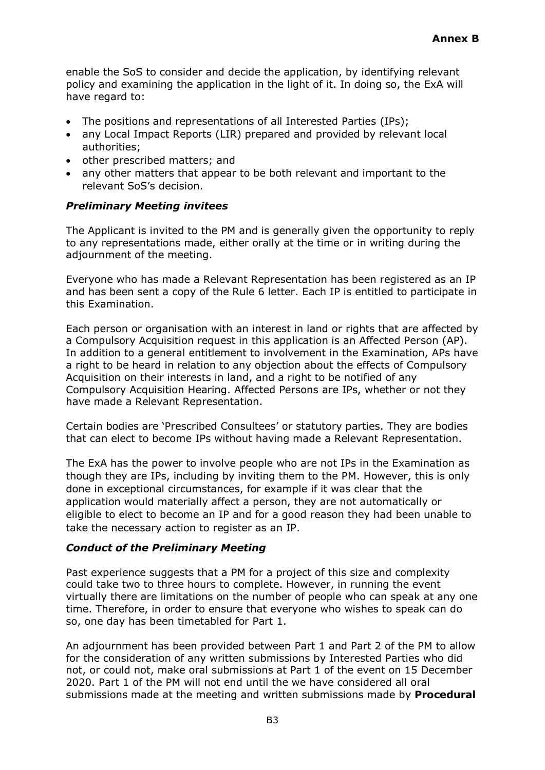enable the SoS to consider and decide the application, by identifying relevant policy and examining the application in the light of it. In doing so, the ExA will have regard to:

- The positions and representations of all Interested Parties (IPs);
- any Local Impact Reports (LIR) prepared and provided by relevant local authorities;
- other prescribed matters; and
- any other matters that appear to be both relevant and important to the relevant SoS's decision.

### *Preliminary Meeting invitees*

The Applicant is invited to the PM and is generally given the opportunity to reply to any representations made, either orally at the time or in writing during the adjournment of the meeting.

Everyone who has made a Relevant Representation has been registered as an IP and has been sent a copy of the Rule 6 letter. Each IP is entitled to participate in this Examination.

Each person or organisation with an interest in land or rights that are affected by a Compulsory Acquisition request in this application is an Affected Person (AP). In addition to a general entitlement to involvement in the Examination, APs have a right to be heard in relation to any objection about the effects of Compulsory Acquisition on their interests in land, and a right to be notified of any Compulsory Acquisition Hearing. Affected Persons are IPs, whether or not they have made a Relevant Representation.

Certain bodies are 'Prescribed Consultees' or statutory parties. They are bodies that can elect to become IPs without having made a Relevant Representation.

The ExA has the power to involve people who are not IPs in the Examination as though they are IPs, including by inviting them to the PM. However, this is only done in exceptional circumstances, for example if it was clear that the application would materially affect a person, they are not automatically or eligible to elect to become an IP and for a good reason they had been unable to take the necessary action to register as an IP.

### *Conduct of the Preliminary Meeting*

Past experience suggests that a PM for a project of this size and complexity could take two to three hours to complete. However, in running the event virtually there are limitations on the number of people who can speak at any one time. Therefore, in order to ensure that everyone who wishes to speak can do so, one day has been timetabled for Part 1.

An adjournment has been provided between Part 1 and Part 2 of the PM to allow for the consideration of any written submissions by Interested Parties who did not, or could not, make oral submissions at Part 1 of the event on 15 December 2020. Part 1 of the PM will not end until the we have considered all oral submissions made at the meeting and written submissions made by **Procedural**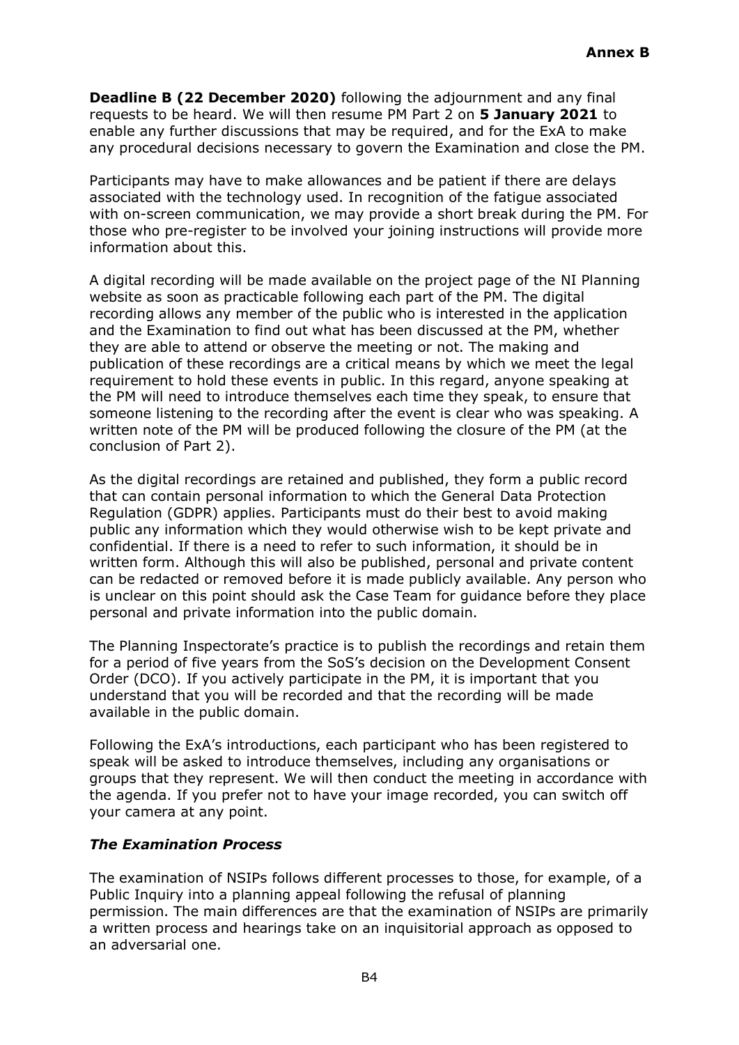**Deadline B (22 December 2020)** following the adjournment and any final requests to be heard. We will then resume PM Part 2 on **5 January 2021** to enable any further discussions that may be required, and for the ExA to make any procedural decisions necessary to govern the Examination and close the PM.

Participants may have to make allowances and be patient if there are delays associated with the technology used. In recognition of the fatigue associated with on-screen communication, we may provide a short break during the PM. For those who pre-register to be involved your joining instructions will provide more information about this.

A digital recording will be made available on the project page of the NI Planning website as soon as practicable following each part of the PM. The digital recording allows any member of the public who is interested in the application and the Examination to find out what has been discussed at the PM, whether they are able to attend or observe the meeting or not. The making and publication of these recordings are a critical means by which we meet the legal requirement to hold these events in public. In this regard, anyone speaking at the PM will need to introduce themselves each time they speak, to ensure that someone listening to the recording after the event is clear who was speaking. A written note of the PM will be produced following the closure of the PM (at the conclusion of Part 2).

As the digital recordings are retained and published, they form a public record that can contain personal information to which the General Data Protection Regulation (GDPR) applies. Participants must do their best to avoid making public any information which they would otherwise wish to be kept private and confidential. If there is a need to refer to such information, it should be in written form. Although this will also be published, personal and private content can be redacted or removed before it is made publicly available. Any person who is unclear on this point should ask the Case Team for guidance before they place personal and private information into the public domain.

The Planning Inspectorate's practice is to publish the recordings and retain them for a period of five years from the SoS's decision on the Development Consent Order (DCO). If you actively participate in the PM, it is important that you understand that you will be recorded and that the recording will be made available in the public domain.

Following the ExA's introductions, each participant who has been registered to speak will be asked to introduce themselves, including any organisations or groups that they represent. We will then conduct the meeting in accordance with the agenda. If you prefer not to have your image recorded, you can switch off your camera at any point.

### *The Examination Process*

The examination of NSIPs follows different processes to those, for example, of a Public Inquiry into a planning appeal following the refusal of planning permission. The main differences are that the examination of NSIPs are primarily a written process and hearings take on an inquisitorial approach as opposed to an adversarial one.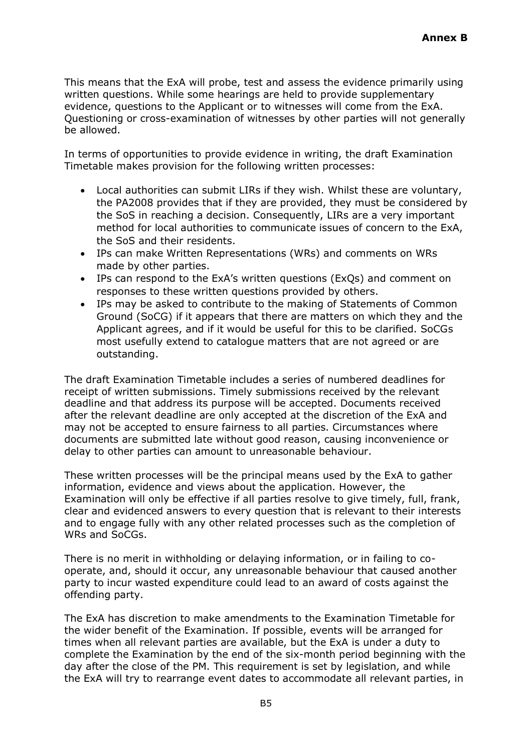This means that the ExA will probe, test and assess the evidence primarily using written questions. While some hearings are held to provide supplementary evidence, questions to the Applicant or to witnesses will come from the ExA. Questioning or cross-examination of witnesses by other parties will not generally be allowed.

In terms of opportunities to provide evidence in writing, the draft Examination Timetable makes provision for the following written processes:

- Local authorities can submit LIRs if they wish. Whilst these are voluntary, the PA2008 provides that if they are provided, they must be considered by the SoS in reaching a decision. Consequently, LIRs are a very important method for local authorities to communicate issues of concern to the ExA, the SoS and their residents.
- IPs can make Written Representations (WRs) and comments on WRs made by other parties.
- IPs can respond to the ExA's written questions (ExQs) and comment on responses to these written questions provided by others.
- IPs may be asked to contribute to the making of Statements of Common Ground (SoCG) if it appears that there are matters on which they and the Applicant agrees, and if it would be useful for this to be clarified. SoCGs most usefully extend to catalogue matters that are not agreed or are outstanding.

The draft Examination Timetable includes a series of numbered deadlines for receipt of written submissions. Timely submissions received by the relevant deadline and that address its purpose will be accepted. Documents received after the relevant deadline are only accepted at the discretion of the ExA and may not be accepted to ensure fairness to all parties. Circumstances where documents are submitted late without good reason, causing inconvenience or delay to other parties can amount to unreasonable behaviour.

These written processes will be the principal means used by the ExA to gather information, evidence and views about the application. However, the Examination will only be effective if all parties resolve to give timely, full, frank, clear and evidenced answers to every question that is relevant to their interests and to engage fully with any other related processes such as the completion of WRs and SoCGs.

There is no merit in withholding or delaying information, or in failing to co-operate, and, should it occur, any unreasonable behaviour that caused another party to incur wasted expenditure could lead to an award of costs against the offending party.

The ExA has discretion to make amendments to the Examination Timetable for the wider benefit of the Examination. If possible, events will be arranged for times when all relevant parties are available, but the ExA is under a duty to complete the Examination by the end of the six-month period beginning with the day after the close of the PM. This requirement is set by legislation, and while the ExA will try to rearrange event dates to accommodate all relevant parties, in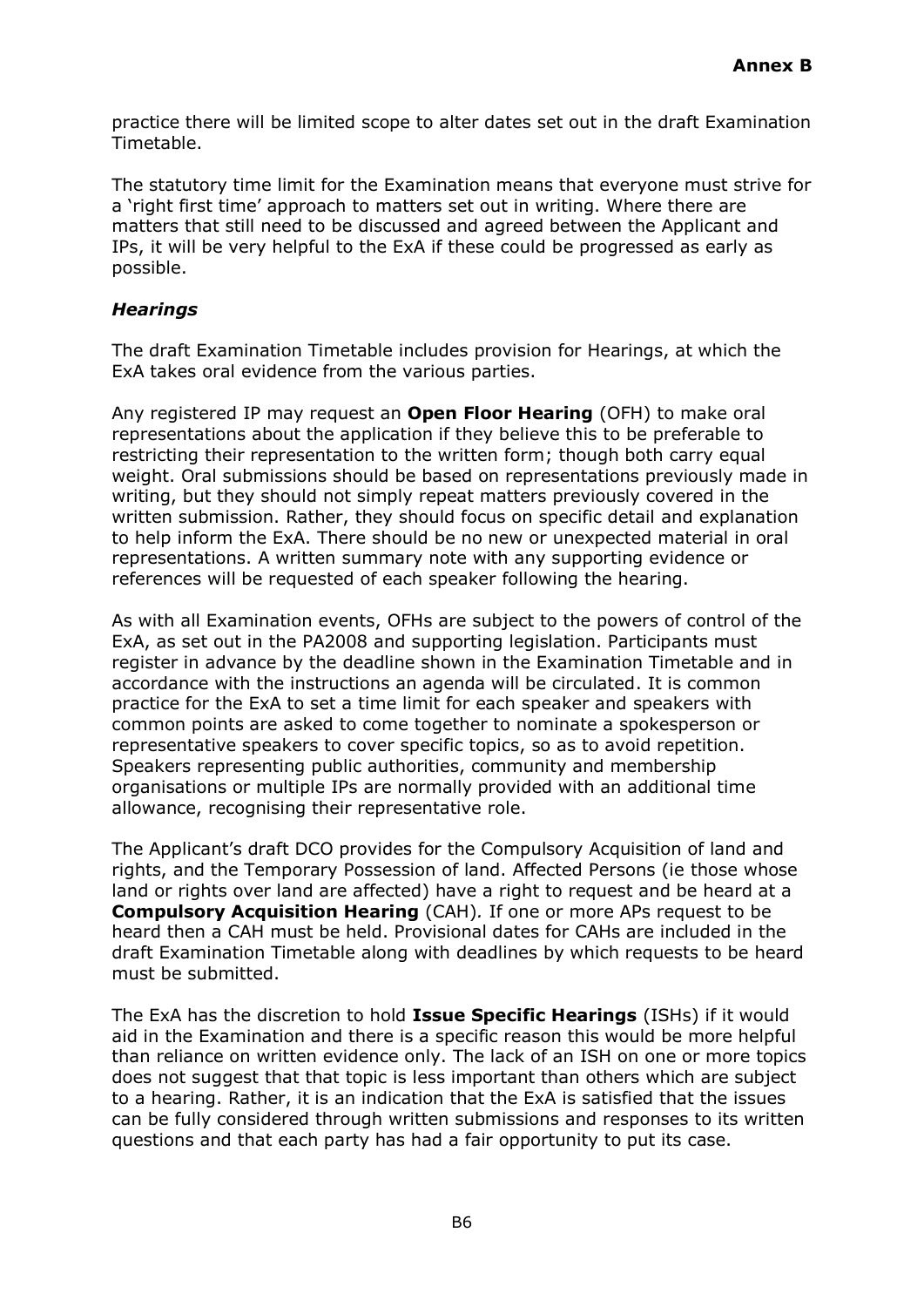practice there will be limited scope to alter dates set out in the draft Examination Timetable.

The statutory time limit for the Examination means that everyone must strive for a 'right first time' approach to matters set out in writing. Where there are matters that still need to be discussed and agreed between the Applicant and IPs, it will be very helpful to the ExA if these could be progressed as early as possible.

### *Hearings*

The draft Examination Timetable includes provision for Hearings, at which the ExA takes oral evidence from the various parties.

Any registered IP may request an **Open Floor Hearing** (OFH) to make oral representations about the application if they believe this to be preferable to restricting their representation to the written form; though both carry equal weight. Oral submissions should be based on representations previously made in writing, but they should not simply repeat matters previously covered in the written submission. Rather, they should focus on specific detail and explanation to help inform the ExA. There should be no new or unexpected material in oral representations. A written summary note with any supporting evidence or references will be requested of each speaker following the hearing.

As with all Examination events, OFHs are subject to the powers of control of the ExA, as set out in the PA2008 and supporting legislation. Participants must register in advance by the deadline shown in the Examination Timetable and in accordance with the instructions an agenda will be circulated. It is common practice for the ExA to set a time limit for each speaker and speakers with common points are asked to come together to nominate a spokesperson or representative speakers to cover specific topics, so as to avoid repetition. Speakers representing public authorities, community and membership organisations or multiple IPs are normally provided with an additional time allowance, recognising their representative role.

The Applicant's draft DCO provides for the Compulsory Acquisition of land and rights, and the Temporary Possession of land. Affected Persons (ie those whose land or rights over land are affected) have a right to request and be heard at a **Compulsory Acquisition Hearing** (CAH)*.* If one or more APs request to be heard then a CAH must be held. Provisional dates for CAHs are included in the draft Examination Timetable along with deadlines by which requests to be heard must be submitted.

The ExA has the discretion to hold **Issue Specific Hearings** (ISHs) if it would aid in the Examination and there is a specific reason this would be more helpful than reliance on written evidence only. The lack of an ISH on one or more topics does not suggest that that topic is less important than others which are subject to a hearing. Rather, it is an indication that the ExA is satisfied that the issues can be fully considered through written submissions and responses to its written questions and that each party has had a fair opportunity to put its case.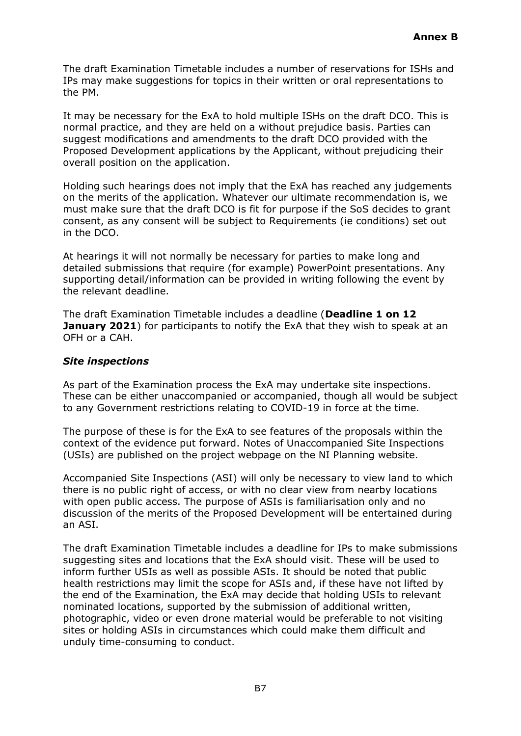The draft Examination Timetable includes a number of reservations for ISHs and IPs may make suggestions for topics in their written or oral representations to the PM.

It may be necessary for the ExA to hold multiple ISHs on the draft DCO. This is normal practice, and they are held on a without prejudice basis. Parties can suggest modifications and amendments to the draft DCO provided with the Proposed Development applications by the Applicant, without prejudicing their overall position on the application.

Holding such hearings does not imply that the ExA has reached any judgements on the merits of the application. Whatever our ultimate recommendation is, we must make sure that the draft DCO is fit for purpose if the SoS decides to grant consent, as any consent will be subject to Requirements (ie conditions) set out in the DCO.

At hearings it will not normally be necessary for parties to make long and detailed submissions that require (for example) PowerPoint presentations. Any supporting detail/information can be provided in writing following the event by the relevant deadline.

The draft Examination Timetable includes a deadline (**Deadline 1 on 12 January 2021**) for participants to notify the ExA that they wish to speak at an OFH or a CAH.

### *Site inspections*

As part of the Examination process the ExA may undertake site inspections. These can be either unaccompanied or accompanied, though all would be subject to any Government restrictions relating to COVID-19 in force at the time.

The purpose of these is for the ExA to see features of the proposals within the context of the evidence put forward. Notes of Unaccompanied Site Inspections (USIs) are published on the project webpage on the NI Planning website.

Accompanied Site Inspections (ASI) will only be necessary to view land to which there is no public right of access, or with no clear view from nearby locations with open public access. The purpose of ASIs is familiarisation only and no discussion of the merits of the Proposed Development will be entertained during an ASI.

The draft Examination Timetable includes a deadline for IPs to make submissions suggesting sites and locations that the ExA should visit. These will be used to inform further USIs as well as possible ASIs. It should be noted that public health restrictions may limit the scope for ASIs and, if these have not lifted by the end of the Examination, the ExA may decide that holding USIs to relevant nominated locations, supported by the submission of additional written, photographic, video or even drone material would be preferable to not visiting sites or holding ASIs in circumstances which could make them difficult and unduly time-consuming to conduct.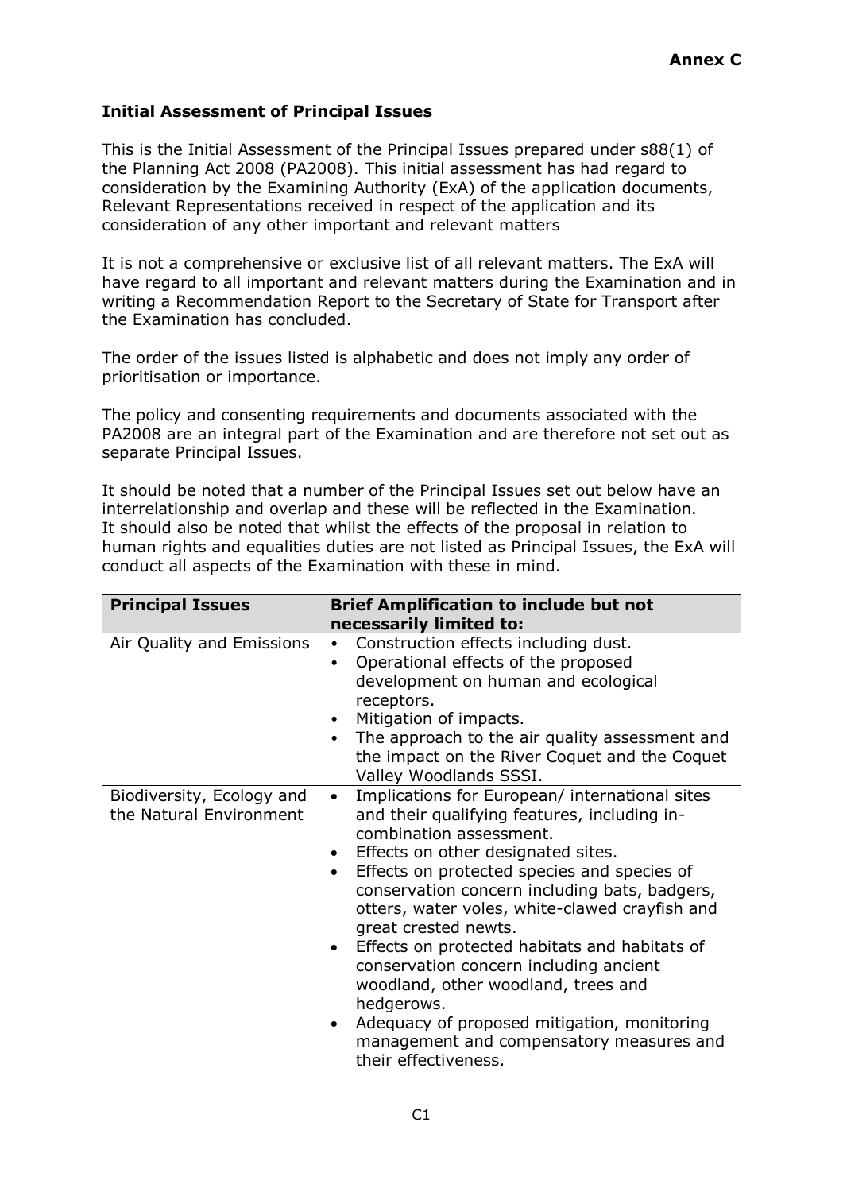**Annex C**

**Initial Assessment of Principal Issues**

This is the Initial Assessment of the Principal Issues prepared under s88(1) of the Planning Act 2008 (PA2008). This initial assessment has had regard to consideration by the Examining Authority (ExA) of the application documents, Relevant Representations received in respect of the application and its consideration of any other important and relevant matters

It is not a comprehensive or exclusive list of all relevant matters. The ExA will have regard to all important and relevant matters during the Examination and in writing a Recommendation Report to the Secretary of State for Transport after the Examination has concluded.

The order of the issues listed is alphabetic and does not imply any order of prioritisation or importance.

The policy and consenting requirements and documents associated with the PA2008 are an integral part of the Examination and are therefore not set out as separate Principal Issues.

It should be noted that a number of the Principal Issues set out below have an interrelationship and overlap and these will be reflected in the Examination. It should also be noted that whilst the effects of the proposal in relation to human rights and equalities duties are not listed as Principal Issues, the ExA will conduct all aspects of the Examination with these in mind.

| **Principal Issues** | **Brief Amplification to include but not necessarily limited to:** |
|---|---|
| Air Quality and Emissions | • Construction effects including dust.<br>• Operational effects of the proposed development on human and ecological receptors.<br>• Mitigation of impacts.<br>• The approach to the air quality assessment and the impact on the River Coquet and the Coquet Valley Woodlands SSSI. |
| Biodiversity, Ecology and the Natural Environment | • Implications for European/ international sites and their qualifying features, including in-combination assessment.<br>• Effects on other designated sites.<br>• Effects on protected species and species of conservation concern including bats, badgers, otters, water voles, white-clawed crayfish and great crested newts.<br>• Effects on protected habitats and habitats of conservation concern including ancient woodland, other woodland, trees and hedgerows.<br>• Adequacy of proposed mitigation, monitoring management and compensatory measures and their effectiveness. |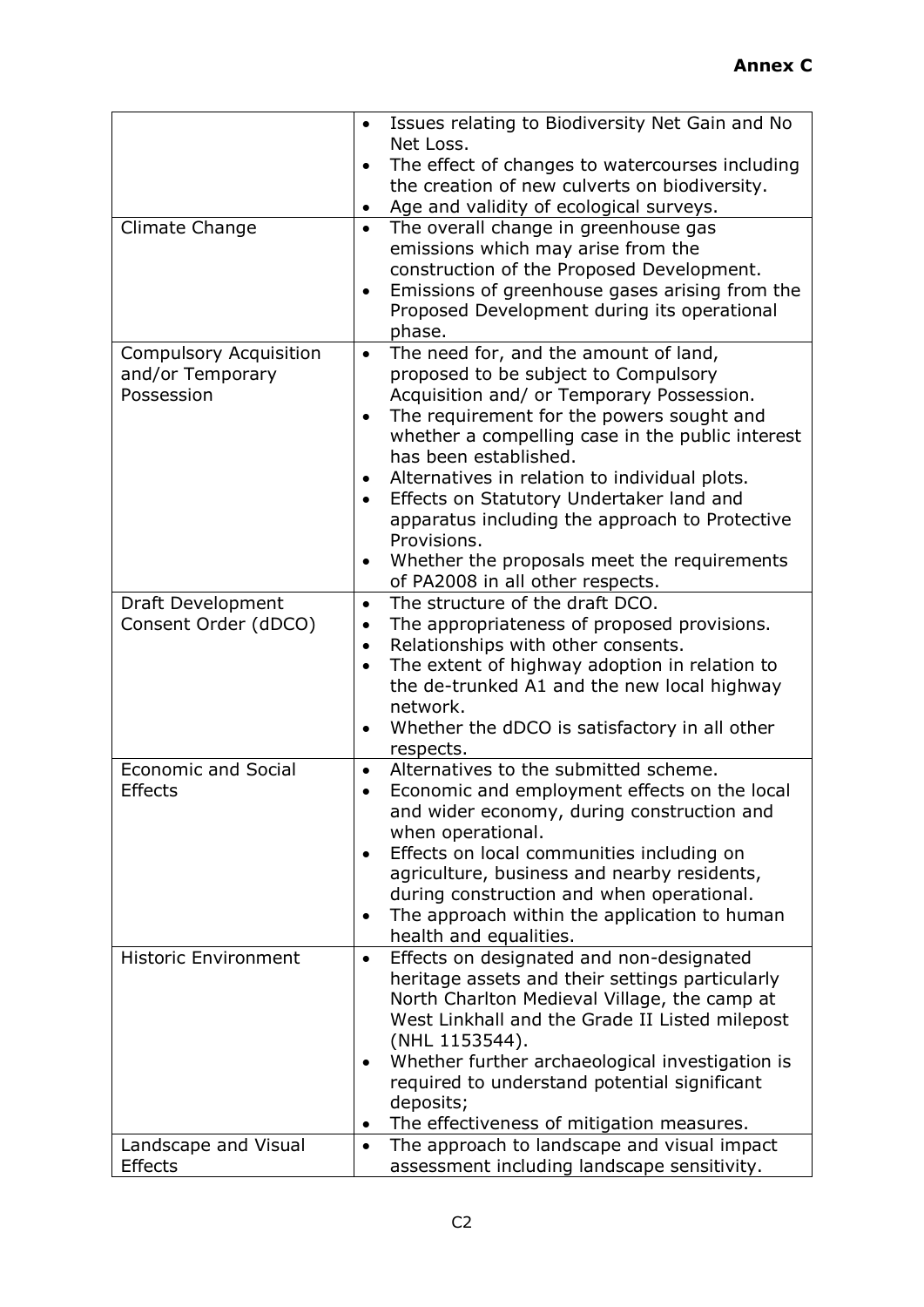**Annex C**

| | |
|---|---|
| | • Issues relating to Biodiversity Net Gain and No Net Loss.<br>• The effect of changes to watercourses including the creation of new culverts on biodiversity.<br>• Age and validity of ecological surveys. |
| Climate Change | • The overall change in greenhouse gas emissions which may arise from the construction of the Proposed Development.<br>• Emissions of greenhouse gases arising from the Proposed Development during its operational phase. |
| Compulsory Acquisition and/or Temporary Possession | • The need for, and the amount of land, proposed to be subject to Compulsory Acquisition and/ or Temporary Possession.<br>• The requirement for the powers sought and whether a compelling case in the public interest has been established.<br>• Alternatives in relation to individual plots.<br>• Effects on Statutory Undertaker land and apparatus including the approach to Protective Provisions.<br>• Whether the proposals meet the requirements of PA2008 in all other respects. |
| Draft Development Consent Order (dDCO) | • The structure of the draft DCO.<br>• The appropriateness of proposed provisions.<br>• Relationships with other consents.<br>• The extent of highway adoption in relation to the de-trunked A1 and the new local highway network.<br>• Whether the dDCO is satisfactory in all other respects. |
| Economic and Social Effects | • Alternatives to the submitted scheme.<br>• Economic and employment effects on the local and wider economy, during construction and when operational.<br>• Effects on local communities including on agriculture, business and nearby residents, during construction and when operational.<br>• The approach within the application to human health and equalities. |
| Historic Environment | • Effects on designated and non-designated heritage assets and their settings particularly North Charlton Medieval Village, the camp at West Linkhall and the Grade II Listed milepost (NHL 1153544).<br>• Whether further archaeological investigation is required to understand potential significant deposits;<br>• The effectiveness of mitigation measures. |
| Landscape and Visual Effects | • The approach to landscape and visual impact assessment including landscape sensitivity. |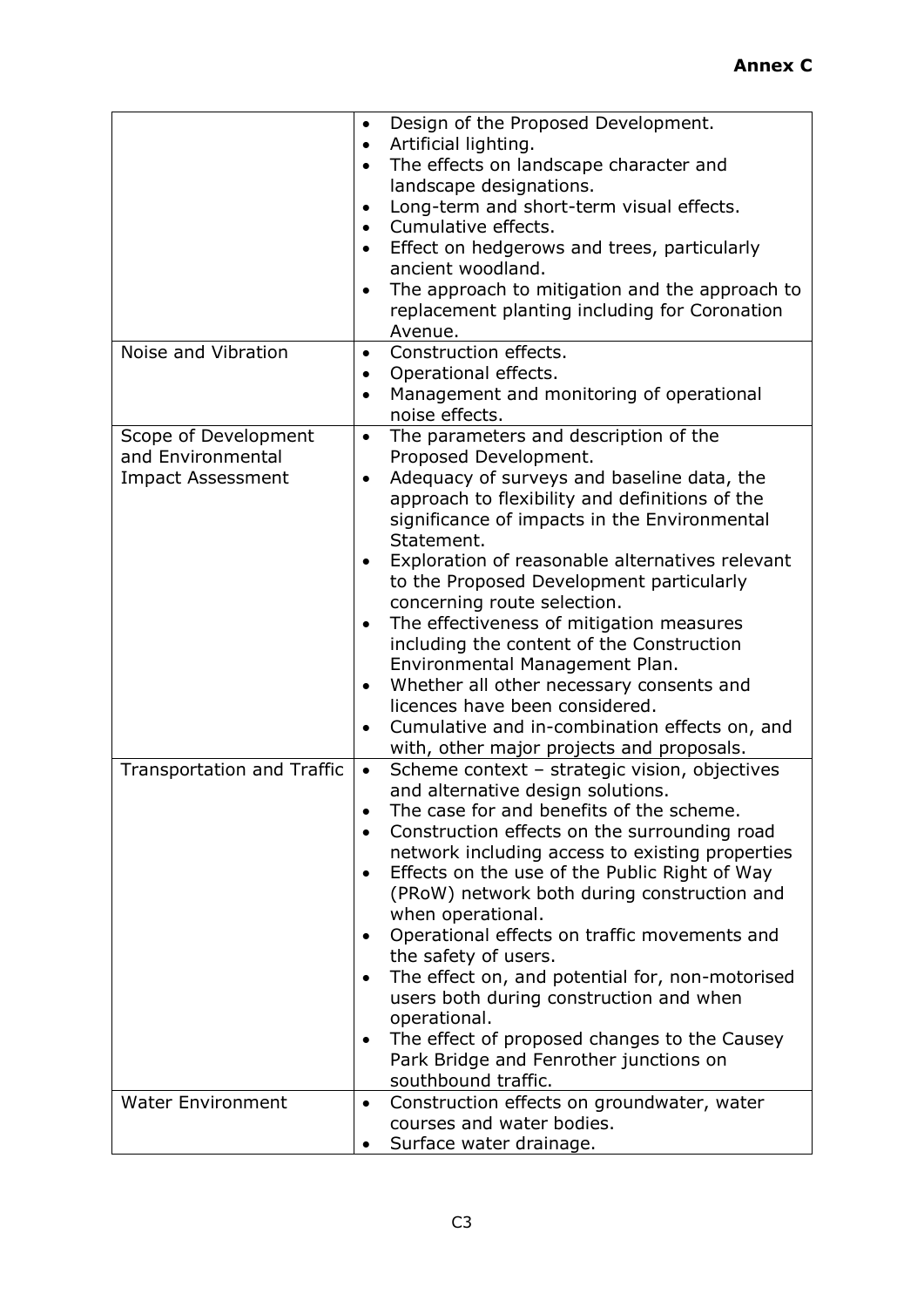| | |
|---|---|
| | • Design of the Proposed Development.<br>• Artificial lighting.<br>• The effects on landscape character and landscape designations.<br>• Long-term and short-term visual effects.<br>• Cumulative effects.<br>• Effect on hedgerows and trees, particularly ancient woodland.<br>• The approach to mitigation and the approach to replacement planting including for Coronation Avenue. |
| Noise and Vibration | • Construction effects.<br>• Operational effects.<br>• Management and monitoring of operational noise effects. |
| Scope of Development and Environmental Impact Assessment | • The parameters and description of the Proposed Development.<br>• Adequacy of surveys and baseline data, the approach to flexibility and definitions of the significance of impacts in the Environmental Statement.<br>• Exploration of reasonable alternatives relevant to the Proposed Development particularly concerning route selection.<br>• The effectiveness of mitigation measures including the content of the Construction Environmental Management Plan.<br>• Whether all other necessary consents and licences have been considered.<br>• Cumulative and in-combination effects on, and with, other major projects and proposals. |
| Transportation and Traffic | • Scheme context – strategic vision, objectives and alternative design solutions.<br>• The case for and benefits of the scheme.<br>• Construction effects on the surrounding road network including access to existing properties<br>• Effects on the use of the Public Right of Way (PRoW) network both during construction and when operational.<br>• Operational effects on traffic movements and the safety of users.<br>• The effect on, and potential for, non-motorised users both during construction and when operational.<br>• The effect of proposed changes to the Causey Park Bridge and Fenrother junctions on southbound traffic. |
| Water Environment | • Construction effects on groundwater, water courses and water bodies.<br>• Surface water drainage. |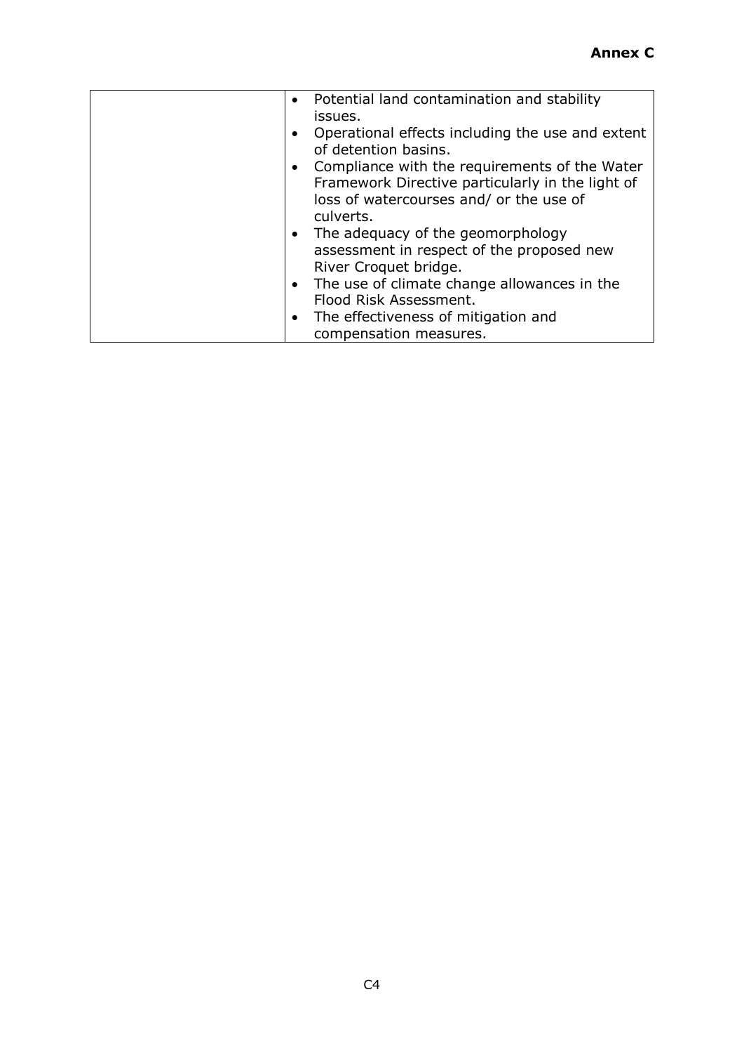| | |
|---|---|
| | • Potential land contamination and stability issues.<br>• Operational effects including the use and extent of detention basins.<br>• Compliance with the requirements of the Water Framework Directive particularly in the light of loss of watercourses and/ or the use of culverts.<br>• The adequacy of the geomorphology assessment in respect of the proposed new River Croquet bridge.<br>• The use of climate change allowances in the Flood Risk Assessment.<br>• The effectiveness of mitigation and compensation measures. |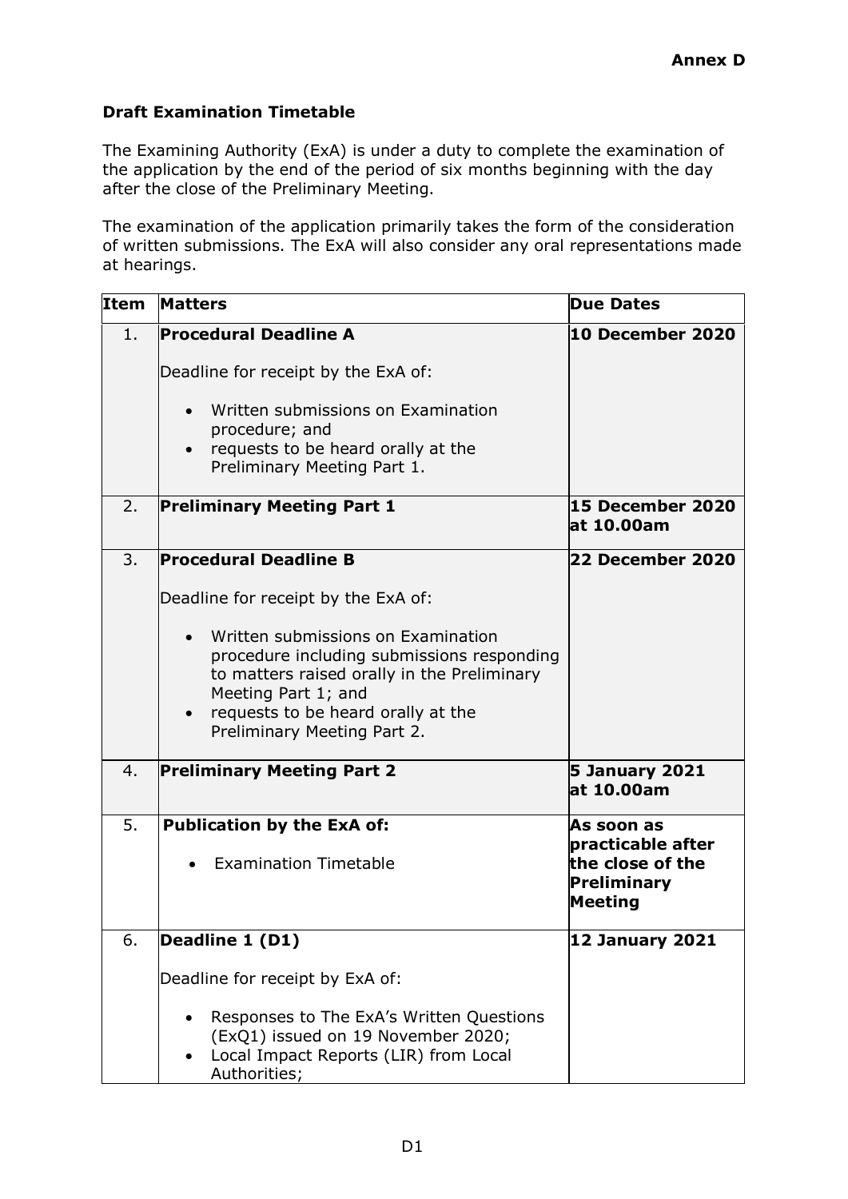**Annex D**

**Draft Examination Timetable**

The Examining Authority (ExA) is under a duty to complete the examination of the application by the end of the period of six months beginning with the day after the close of the Preliminary Meeting.

The examination of the application primarily takes the form of the consideration of written submissions. The ExA will also consider any oral representations made at hearings.

| Item | Matters | Due Dates |
|---|---|---|
| 1. | **Procedural Deadline A**<br><br>Deadline for receipt by the ExA of:<br><br>• Written submissions on Examination procedure; and<br>• requests to be heard orally at the Preliminary Meeting Part 1. | **10 December 2020** |
| 2. | **Preliminary Meeting Part 1** | **15 December 2020 at 10.00am** |
| 3. | **Procedural Deadline B**<br><br>Deadline for receipt by the ExA of:<br><br>• Written submissions on Examination procedure including submissions responding to matters raised orally in the Preliminary Meeting Part 1; and<br>• requests to be heard orally at the Preliminary Meeting Part 2. | **22 December 2020** |
| 4. | **Preliminary Meeting Part 2** | **5 January 2021 at 10.00am** |
| 5. | **Publication by the ExA of:**<br><br>• Examination Timetable | **As soon as practicable after the close of the Preliminary Meeting** |
| 6. | **Deadline 1 (D1)**<br><br>Deadline for receipt by ExA of:<br><br>• Responses to The ExA's Written Questions (ExQ1) issued on 19 November 2020;<br>• Local Impact Reports (LIR) from Local Authorities; | **12 January 2021** |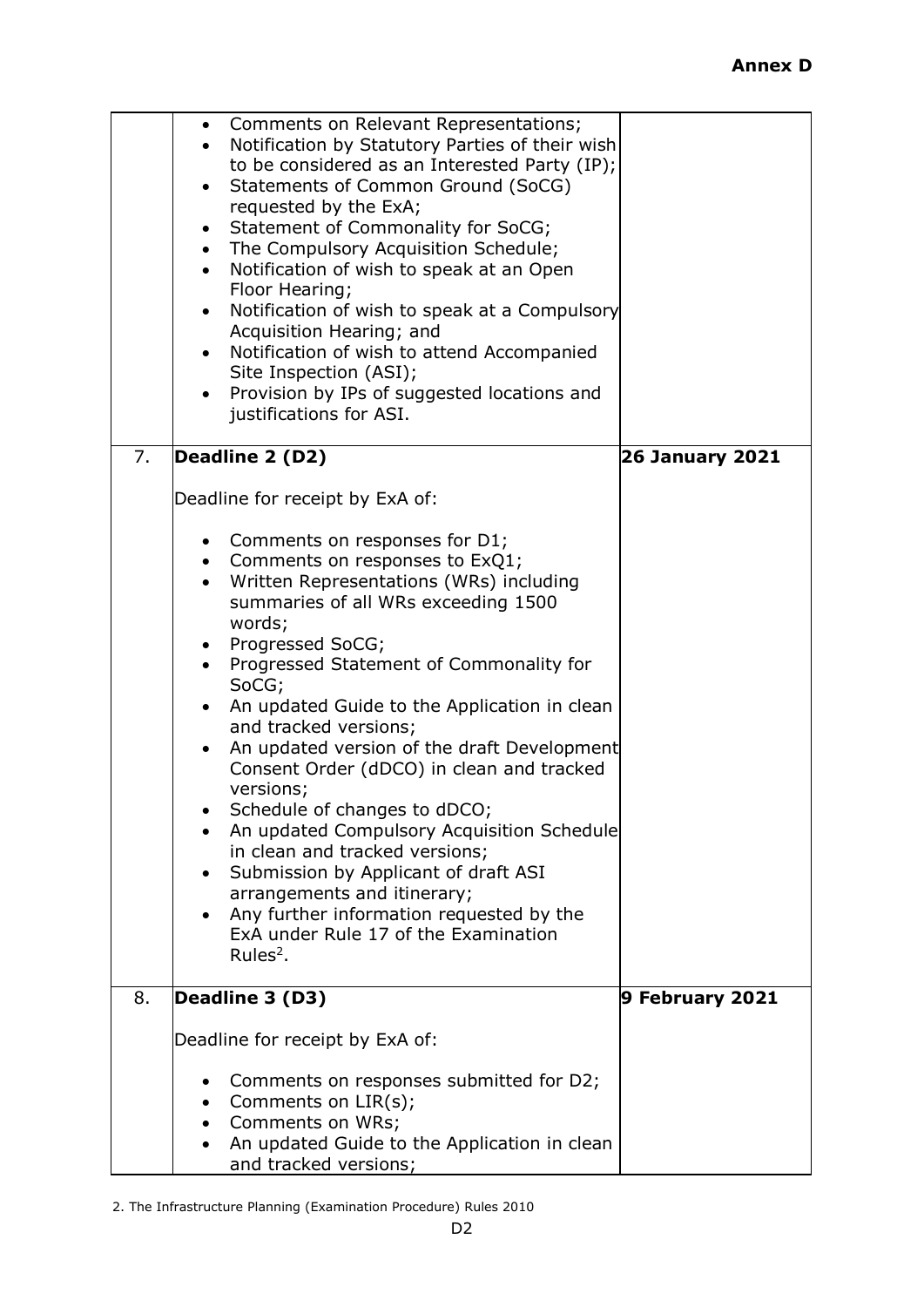**Annex D**

| | | |
|---|---|---|
| | • Comments on Relevant Representations;<br>• Notification by Statutory Parties of their wish to be considered as an Interested Party (IP);<br>• Statements of Common Ground (SoCG) requested by the ExA;<br>• Statement of Commonality for SoCG;<br>• The Compulsory Acquisition Schedule;<br>• Notification of wish to speak at an Open Floor Hearing;<br>• Notification of wish to speak at a Compulsory Acquisition Hearing; and<br>• Notification of wish to attend Accompanied Site Inspection (ASI);<br>• Provision by IPs of suggested locations and justifications for ASI. | |
| 7. | **Deadline 2 (D2)**<br><br>Deadline for receipt by ExA of:<br><br>• Comments on responses for D1;<br>• Comments on responses to ExQ1;<br>• Written Representations (WRs) including summaries of all WRs exceeding 1500 words;<br>• Progressed SoCG;<br>• Progressed Statement of Commonality for SoCG;<br>• An updated Guide to the Application in clean and tracked versions;<br>• An updated version of the draft Development Consent Order (dDCO) in clean and tracked versions;<br>• Schedule of changes to dDCO;<br>• An updated Compulsory Acquisition Schedule in clean and tracked versions;<br>• Submission by Applicant of draft ASI arrangements and itinerary;<br>• Any further information requested by the ExA under Rule 17 of the Examination Rules[2]. | **26 January 2021** |
| 8. | **Deadline 3 (D3)**<br><br>Deadline for receipt by ExA of:<br><br>• Comments on responses submitted for D2;<br>• Comments on LIR(s);<br>• Comments on WRs;<br>• An updated Guide to the Application in clean and tracked versions; | **9 February 2021** |

2. The Infrastructure Planning (Examination Procedure) Rules 2010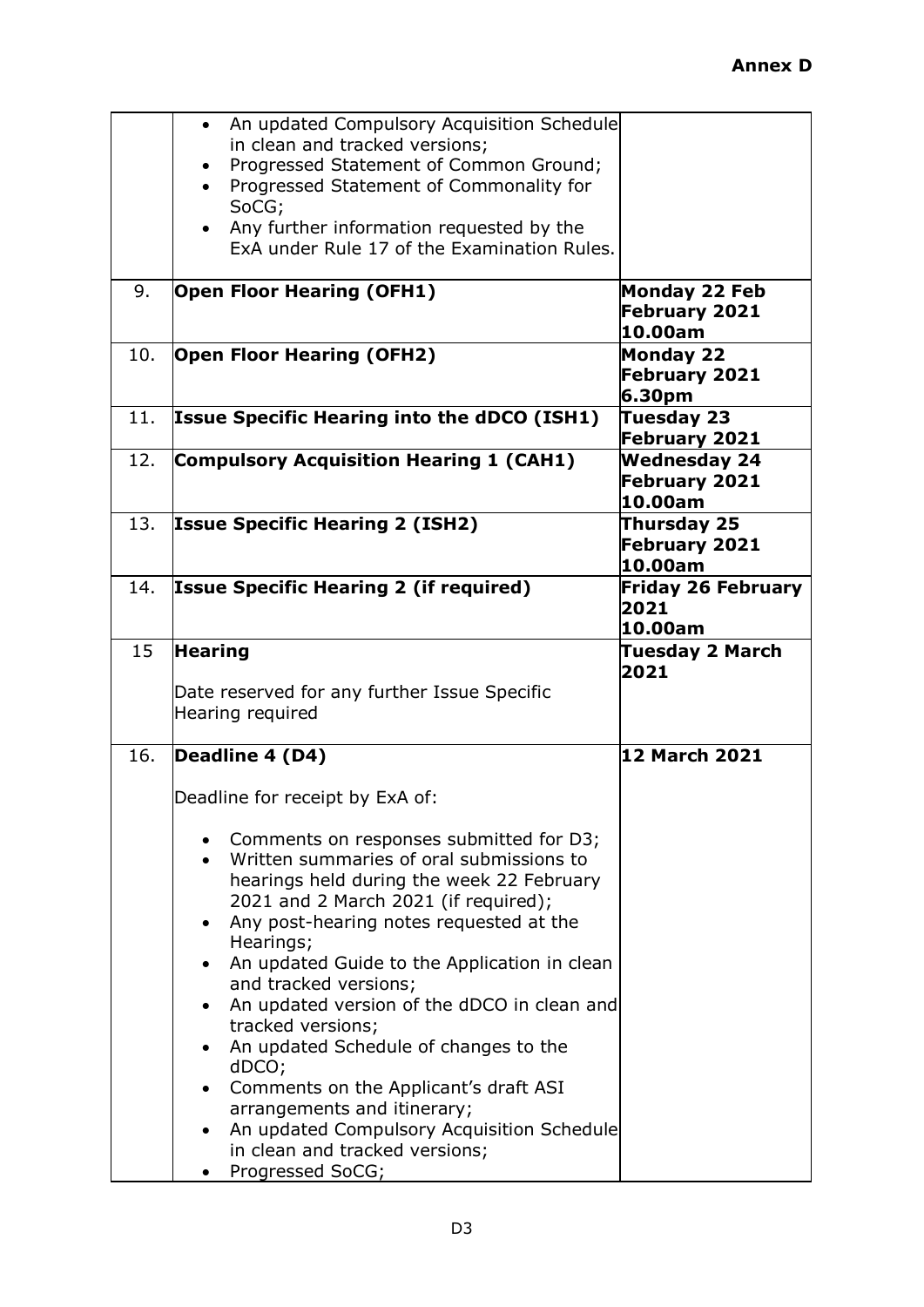**Annex D**

| | | |
|---|---|---|
| | • An updated Compulsory Acquisition Schedule in clean and tracked versions;<br>• Progressed Statement of Common Ground;<br>• Progressed Statement of Commonality for SoCG;<br>• Any further information requested by the ExA under Rule 17 of the Examination Rules. | |
| 9. | **Open Floor Hearing (OFH1)** | **Monday 22 Feb February 2021 10.00am** |
| 10. | **Open Floor Hearing (OFH2)** | **Monday 22 February 2021 6.30pm** |
| 11. | **Issue Specific Hearing into the dDCO (ISH1)** | **Tuesday 23 February 2021** |
| 12. | **Compulsory Acquisition Hearing 1 (CAH1)** | **Wednesday 24 February 2021 10.00am** |
| 13. | **Issue Specific Hearing 2 (ISH2)** | **Thursday 25 February 2021 10.00am** |
| 14. | **Issue Specific Hearing 2 (if required)** | **Friday 26 February 2021 10.00am** |
| 15 | **Hearing**<br><br>Date reserved for any further Issue Specific Hearing required | **Tuesday 2 March 2021** |
| 16. | **Deadline 4 (D4)**<br><br>Deadline for receipt by ExA of:<br><br>• Comments on responses submitted for D3;<br>• Written summaries of oral submissions to hearings held during the week 22 February 2021 and 2 March 2021 (if required);<br>• Any post-hearing notes requested at the Hearings;<br>• An updated Guide to the Application in clean and tracked versions;<br>• An updated version of the dDCO in clean and tracked versions;<br>• An updated Schedule of changes to the dDCO;<br>• Comments on the Applicant's draft ASI arrangements and itinerary;<br>• An updated Compulsory Acquisition Schedule in clean and tracked versions;<br>• Progressed SoCG; | **12 March 2021** |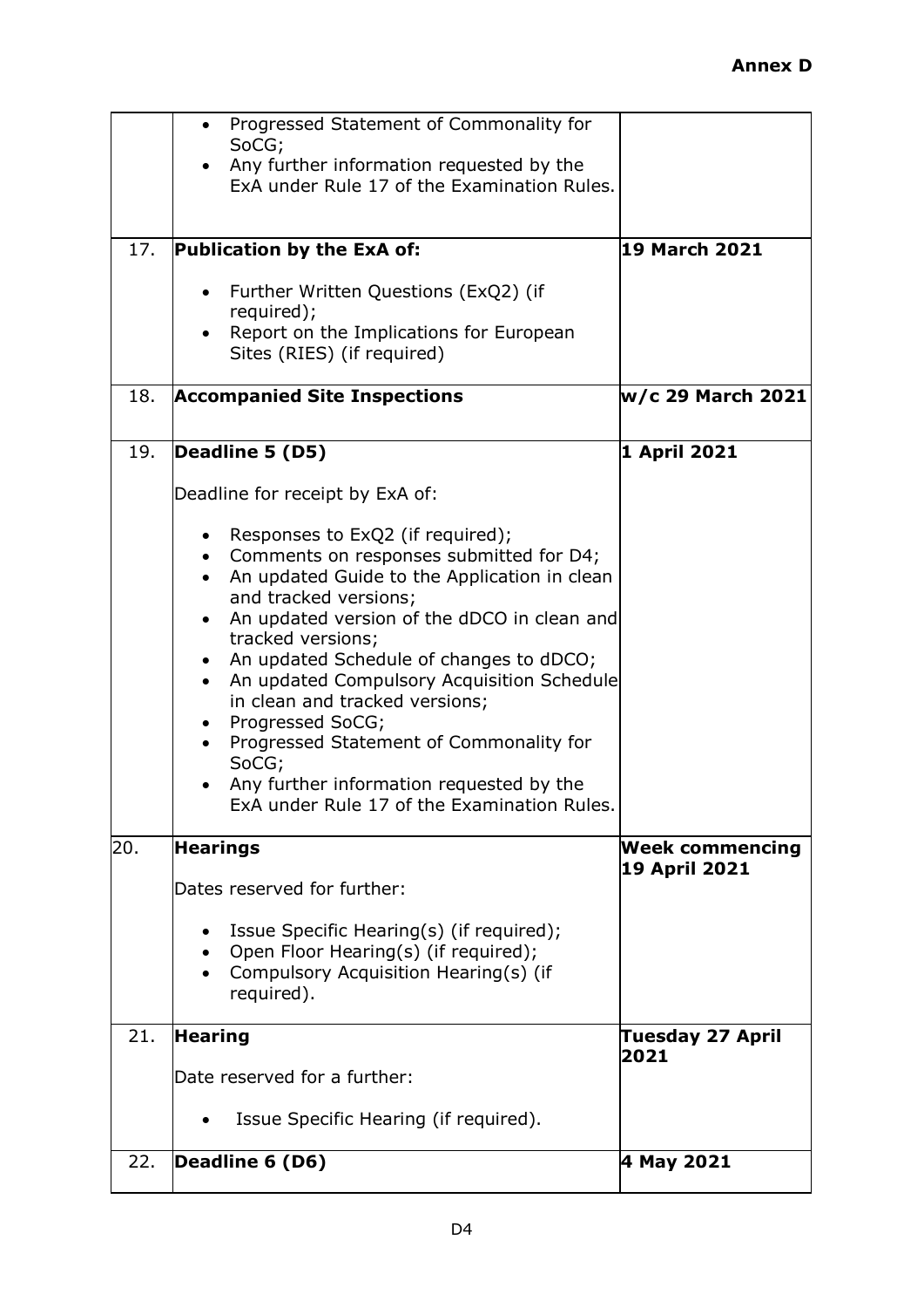**Annex D**

| | | |
|---|---|---|
| | • Progressed Statement of Commonality for SoCG;<br>• Any further information requested by the ExA under Rule 17 of the Examination Rules. | |
| 17. | **Publication by the ExA of:**<br><br>• Further Written Questions (ExQ2) (if required);<br>• Report on the Implications for European Sites (RIES) (if required) | **19 March 2021** |
| 18. | **Accompanied Site Inspections** | **w/c 29 March 2021** |
| 19. | **Deadline 5 (D5)**<br><br>Deadline for receipt by ExA of:<br><br>• Responses to ExQ2 (if required);<br>• Comments on responses submitted for D4;<br>• An updated Guide to the Application in clean and tracked versions;<br>• An updated version of the dDCO in clean and tracked versions;<br>• An updated Schedule of changes to dDCO;<br>• An updated Compulsory Acquisition Schedule in clean and tracked versions;<br>• Progressed SoCG;<br>• Progressed Statement of Commonality for SoCG;<br>• Any further information requested by the ExA under Rule 17 of the Examination Rules. | **1 April 2021** |
| 20. | **Hearings**<br><br>Dates reserved for further:<br><br>• Issue Specific Hearing(s) (if required);<br>• Open Floor Hearing(s) (if required);<br>• Compulsory Acquisition Hearing(s) (if required). | **Week commencing 19 April 2021** |
| 21. | **Hearing**<br><br>Date reserved for a further:<br><br>• Issue Specific Hearing (if required). | **Tuesday 27 April 2021** |
| 22. | **Deadline 6 (D6)** | **4 May 2021** |

D4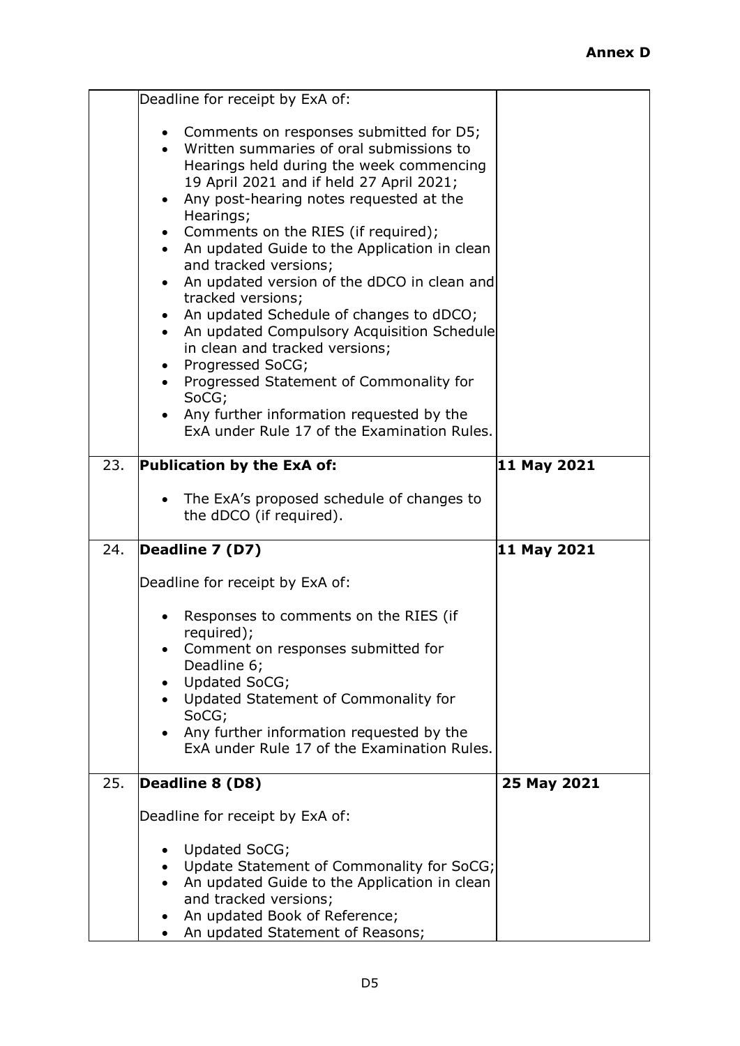**Annex D**

| | | |
|---|---|---|
| | Deadline for receipt by ExA of:<br><br>• Comments on responses submitted for D5;<br>• Written summaries of oral submissions to Hearings held during the week commencing 19 April 2021 and if held 27 April 2021;<br>• Any post-hearing notes requested at the Hearings;<br>• Comments on the RIES (if required);<br>• An updated Guide to the Application in clean and tracked versions;<br>• An updated version of the dDCO in clean and tracked versions;<br>• An updated Schedule of changes to dDCO;<br>• An updated Compulsory Acquisition Schedule in clean and tracked versions;<br>• Progressed SoCG;<br>• Progressed Statement of Commonality for SoCG;<br>• Any further information requested by the ExA under Rule 17 of the Examination Rules. | |
| 23. | **Publication by the ExA of:**<br><br>• The ExA's proposed schedule of changes to the dDCO (if required). | **11 May 2021** |
| 24. | **Deadline 7 (D7)**<br><br>Deadline for receipt by ExA of:<br><br>• Responses to comments on the RIES (if required);<br>• Comment on responses submitted for Deadline 6;<br>• Updated SoCG;<br>• Updated Statement of Commonality for SoCG;<br>• Any further information requested by the ExA under Rule 17 of the Examination Rules. | **11 May 2021** |
| 25. | **Deadline 8 (D8)**<br><br>Deadline for receipt by ExA of:<br><br>• Updated SoCG;<br>• Update Statement of Commonality for SoCG;<br>• An updated Guide to the Application in clean and tracked versions;<br>• An updated Book of Reference;<br>• An updated Statement of Reasons; | **25 May 2021** |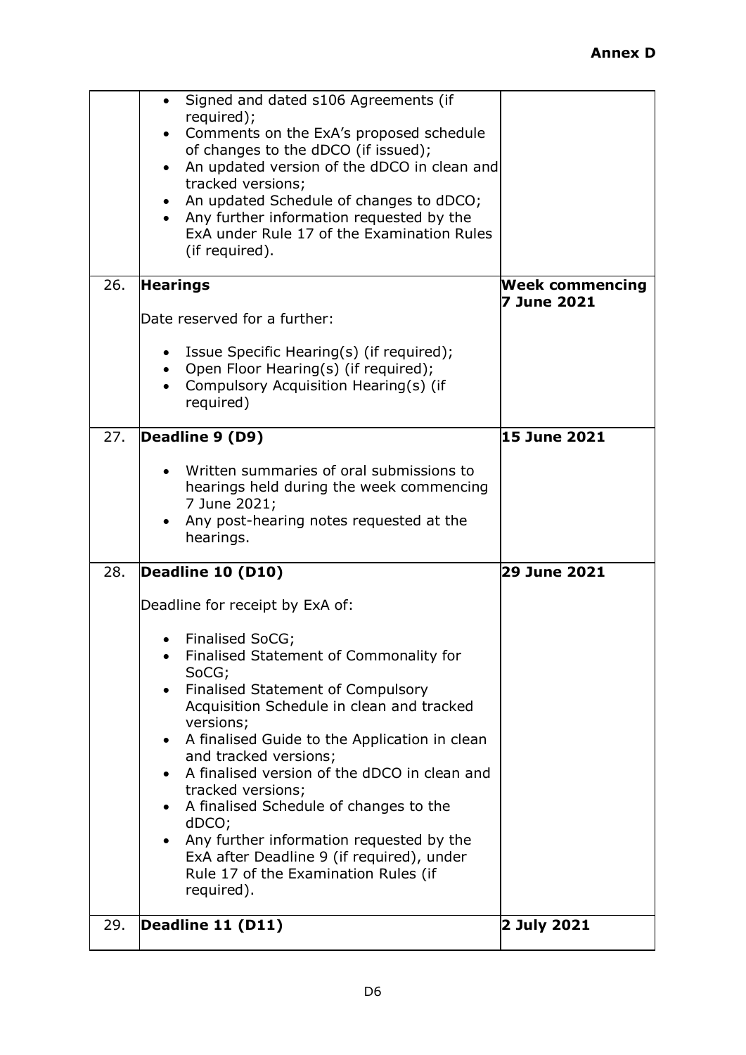## Annex D

| | | |
|---|---|---|
| | • Signed and dated s106 Agreements (if required);<br>• Comments on the ExA's proposed schedule of changes to the dDCO (if issued);<br>• An updated version of the dDCO in clean and tracked versions;<br>• An updated Schedule of changes to dDCO;<br>• Any further information requested by the ExA under Rule 17 of the Examination Rules (if required). | |
| 26. | **Hearings**<br><br>Date reserved for a further:<br><br>• Issue Specific Hearing(s) (if required);<br>• Open Floor Hearing(s) (if required);<br>• Compulsory Acquisition Hearing(s) (if required) | **Week commencing 7 June 2021** |
| 27. | **Deadline 9 (D9)**<br><br>• Written summaries of oral submissions to hearings held during the week commencing 7 June 2021;<br>• Any post-hearing notes requested at the hearings. | **15 June 2021** |
| 28. | **Deadline 10 (D10)**<br><br>Deadline for receipt by ExA of:<br><br>• Finalised SoCG;<br>• Finalised Statement of Commonality for SoCG;<br>• Finalised Statement of Compulsory Acquisition Schedule in clean and tracked versions;<br>• A finalised Guide to the Application in clean and tracked versions;<br>• A finalised version of the dDCO in clean and tracked versions;<br>• A finalised Schedule of changes to the dDCO;<br>• Any further information requested by the ExA after Deadline 9 (if required), under Rule 17 of the Examination Rules (if required). | **29 June 2021** |
| 29. | **Deadline 11 (D11)** | **2 July 2021** |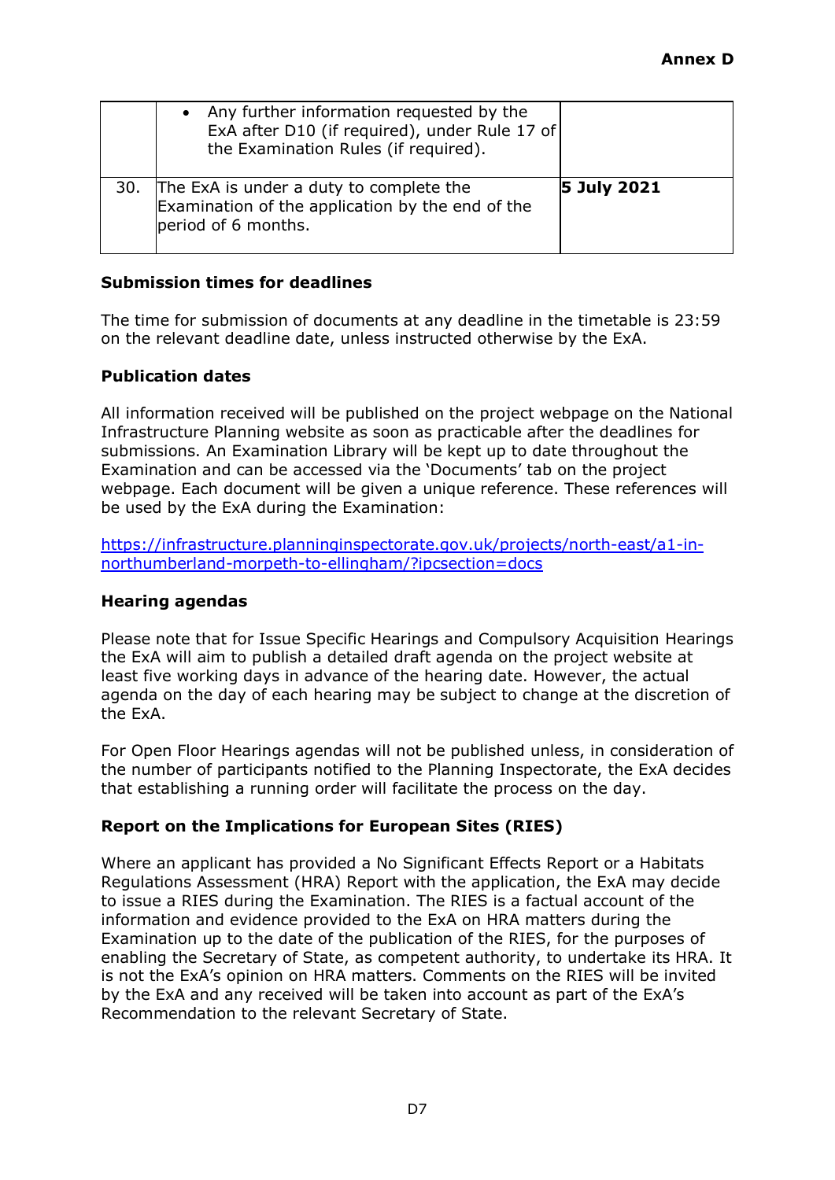| | | |
|---|---|---|
| | • Any further information requested by the ExA after D10 (if required), under Rule 17 of the Examination Rules (if required). | |
| 30. | The ExA is under a duty to complete the Examination of the application by the end of the period of 6 months. | **5 July 2021** |

**Submission times for deadlines**

The time for submission of documents at any deadline in the timetable is 23:59 on the relevant deadline date, unless instructed otherwise by the ExA.

**Publication dates**

All information received will be published on the project webpage on the National Infrastructure Planning website as soon as practicable after the deadlines for submissions. An Examination Library will be kept up to date throughout the Examination and can be accessed via the 'Documents' tab on the project webpage. Each document will be given a unique reference. These references will be used by the ExA during the Examination:

https://infrastructure.planninginspectorate.gov.uk/projects/north-east/a1-in-northumberland-morpeth-to-ellingham/?ipcsection=docs

**Hearing agendas**

Please note that for Issue Specific Hearings and Compulsory Acquisition Hearings the ExA will aim to publish a detailed draft agenda on the project website at least five working days in advance of the hearing date. However, the actual agenda on the day of each hearing may be subject to change at the discretion of the ExA.

For Open Floor Hearings agendas will not be published unless, in consideration of the number of participants notified to the Planning Inspectorate, the ExA decides that establishing a running order will facilitate the process on the day.

**Report on the Implications for European Sites (RIES)**

Where an applicant has provided a No Significant Effects Report or a Habitats Regulations Assessment (HRA) Report with the application, the ExA may decide to issue a RIES during the Examination. The RIES is a factual account of the information and evidence provided to the ExA on HRA matters during the Examination up to the date of the publication of the RIES, for the purposes of enabling the Secretary of State, as competent authority, to undertake its HRA. It is not the ExA's opinion on HRA matters. Comments on the RIES will be invited by the ExA and any received will be taken into account as part of the ExA's Recommendation to the relevant Secretary of State.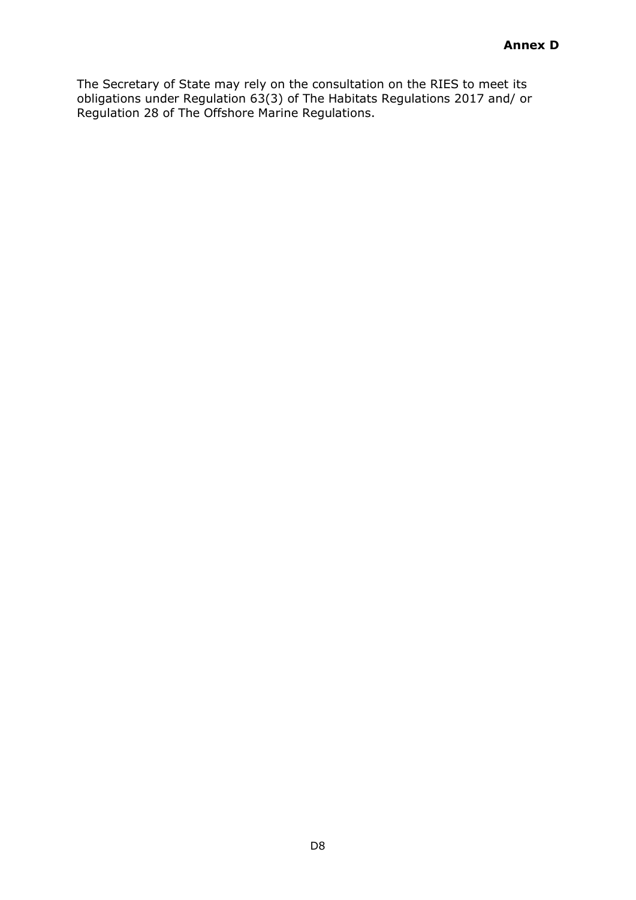The Secretary of State may rely on the consultation on the RIES to meet its obligations under Regulation 63(3) of The Habitats Regulations 2017 and/ or Regulation 28 of The Offshore Marine Regulations.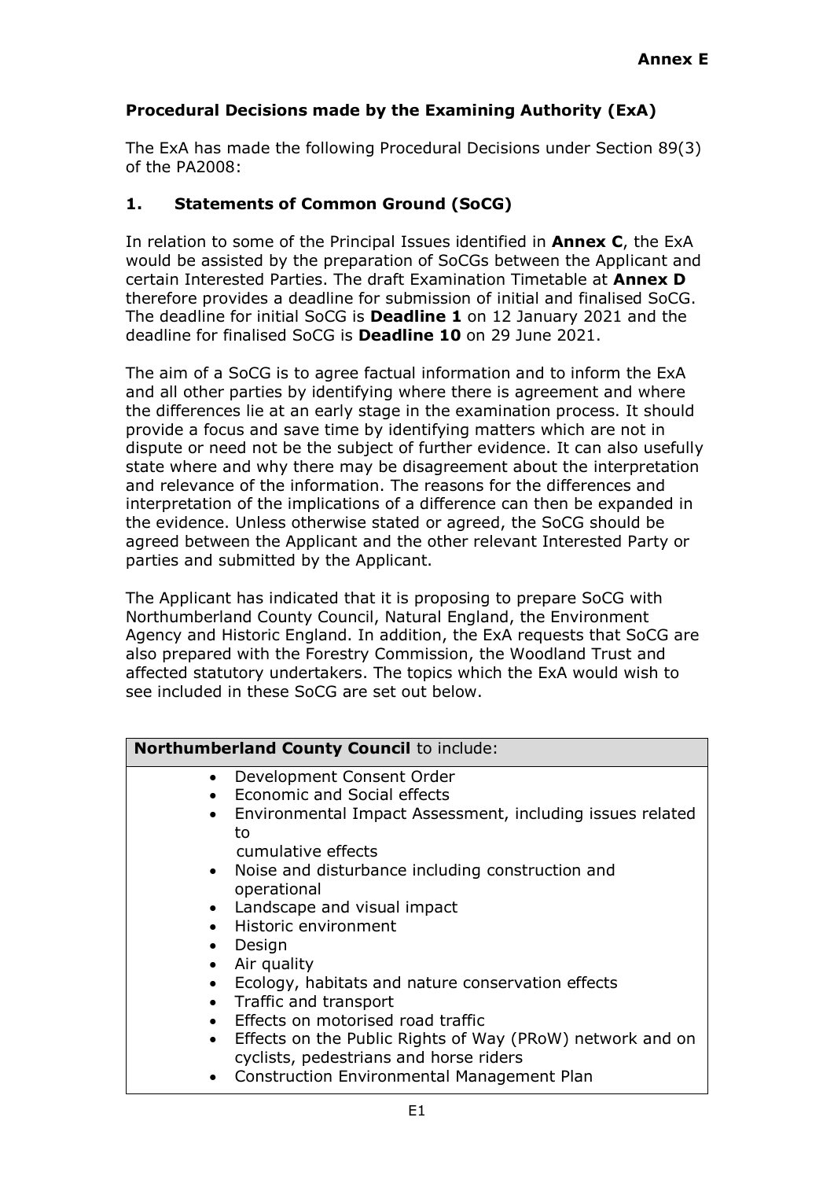**Annex E**

## Procedural Decisions made by the Examining Authority (ExA)

The ExA has made the following Procedural Decisions under Section 89(3) of the PA2008:

### 1. Statements of Common Ground (SoCG)

In relation to some of the Principal Issues identified in **Annex C**, the ExA would be assisted by the preparation of SoCGs between the Applicant and certain Interested Parties. The draft Examination Timetable at **Annex D** therefore provides a deadline for submission of initial and finalised SoCG. The deadline for initial SoCG is **Deadline 1** on 12 January 2021 and the deadline for finalised SoCG is **Deadline 10** on 29 June 2021.

The aim of a SoCG is to agree factual information and to inform the ExA and all other parties by identifying where there is agreement and where the differences lie at an early stage in the examination process. It should provide a focus and save time by identifying matters which are not in dispute or need not be the subject of further evidence. It can also usefully state where and why there may be disagreement about the interpretation and relevance of the information. The reasons for the differences and interpretation of the implications of a difference can then be expanded in the evidence. Unless otherwise stated or agreed, the SoCG should be agreed between the Applicant and the other relevant Interested Party or parties and submitted by the Applicant.

The Applicant has indicated that it is proposing to prepare SoCG with Northumberland County Council, Natural England, the Environment Agency and Historic England. In addition, the ExA requests that SoCG are also prepared with the Forestry Commission, the Woodland Trust and affected statutory undertakers. The topics which the ExA would wish to see included in these SoCG are set out below.

| **Northumberland County Council** to include: |
|---|
| • Development Consent Order<br>• Economic and Social effects<br>• Environmental Impact Assessment, including issues related to cumulative effects<br>• Noise and disturbance including construction and operational<br>• Landscape and visual impact<br>• Historic environment<br>• Design<br>• Air quality<br>• Ecology, habitats and nature conservation effects<br>• Traffic and transport<br>• Effects on motorised road traffic<br>• Effects on the Public Rights of Way (PRoW) network and on cyclists, pedestrians and horse riders<br>• Construction Environmental Management Plan |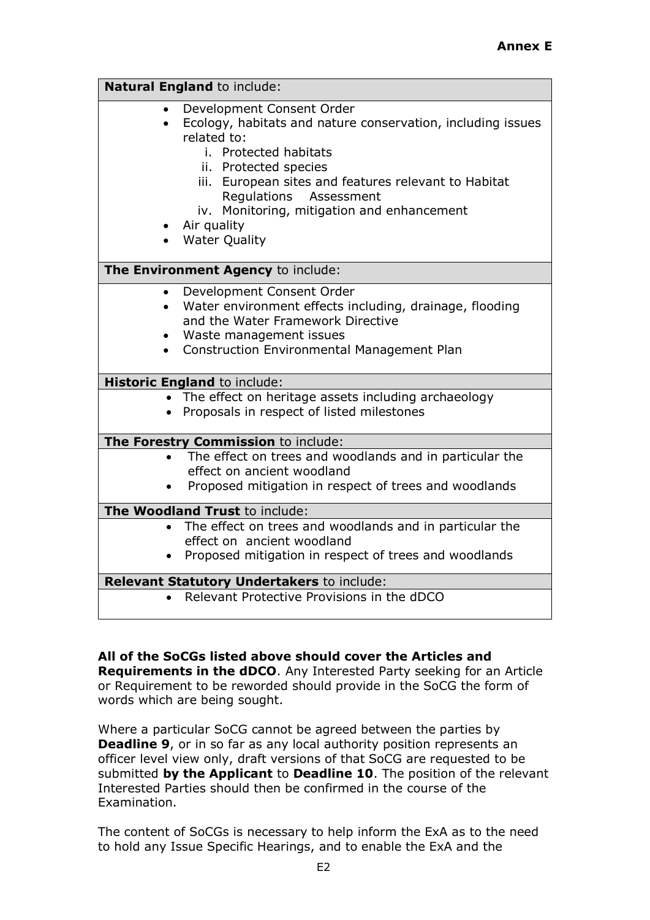**Annex E**

| **Natural England** to include: |
|---|
| • Development Consent Order<br>• Ecology, habitats and nature conservation, including issues related to:<br>i. Protected habitats<br>ii. Protected species<br>iii. European sites and features relevant to Habitat Regulations Assessment<br>iv. Monitoring, mitigation and enhancement<br>• Air quality<br>• Water Quality |
| **The Environment Agency** to include: |
| • Development Consent Order<br>• Water environment effects including, drainage, flooding and the Water Framework Directive<br>• Waste management issues<br>• Construction Environmental Management Plan |
| **Historic England** to include: |
| • The effect on heritage assets including archaeology<br>• Proposals in respect of listed milestones |
| **The Forestry Commission** to include: |
| • The effect on trees and woodlands and in particular the effect on ancient woodland<br>• Proposed mitigation in respect of trees and woodlands |
| **The Woodland Trust** to include: |
| • The effect on trees and woodlands and in particular the effect on ancient woodland<br>• Proposed mitigation in respect of trees and woodlands |
| **Relevant Statutory Undertakers** to include: |
| • Relevant Protective Provisions in the dDCO |

**All of the SoCGs listed above should cover the Articles and Requirements in the dDCO**. Any Interested Party seeking for an Article or Requirement to be reworded should provide in the SoCG the form of words which are being sought.

Where a particular SoCG cannot be agreed between the parties by **Deadline 9**, or in so far as any local authority position represents an officer level view only, draft versions of that SoCG are requested to be submitted **by the Applicant** to **Deadline 10**. The position of the relevant Interested Parties should then be confirmed in the course of the Examination.

The content of SoCGs is necessary to help inform the ExA as to the need to hold any Issue Specific Hearings, and to enable the ExA and the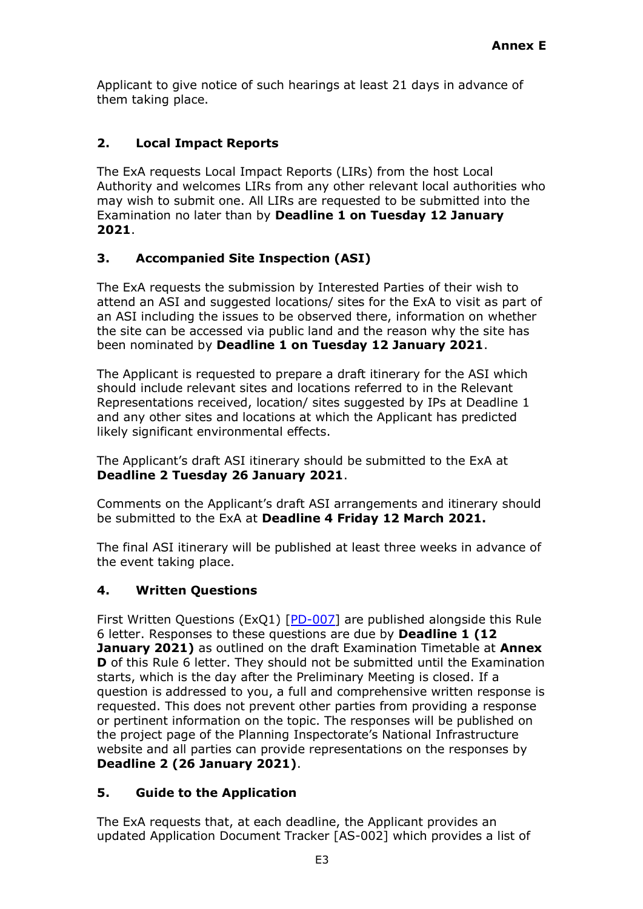Applicant to give notice of such hearings at least 21 days in advance of them taking place.

## 2. Local Impact Reports

The ExA requests Local Impact Reports (LIRs) from the host Local Authority and welcomes LIRs from any other relevant local authorities who may wish to submit one. All LIRs are requested to be submitted into the Examination no later than by **Deadline 1 on Tuesday 12 January 2021**.

## 3. Accompanied Site Inspection (ASI)

The ExA requests the submission by Interested Parties of their wish to attend an ASI and suggested locations/ sites for the ExA to visit as part of an ASI including the issues to be observed there, information on whether the site can be accessed via public land and the reason why the site has been nominated by **Deadline 1 on Tuesday 12 January 2021**.

The Applicant is requested to prepare a draft itinerary for the ASI which should include relevant sites and locations referred to in the Relevant Representations received, location/ sites suggested by IPs at Deadline 1 and any other sites and locations at which the Applicant has predicted likely significant environmental effects.

The Applicant's draft ASI itinerary should be submitted to the ExA at **Deadline 2 Tuesday 26 January 2021**.

Comments on the Applicant's draft ASI arrangements and itinerary should be submitted to the ExA at **Deadline 4 Friday 12 March 2021.**

The final ASI itinerary will be published at least three weeks in advance of the event taking place.

## 4. Written Questions

First Written Questions (ExQ1) [PD-007] are published alongside this Rule 6 letter. Responses to these questions are due by **Deadline 1 (12 January 2021)** as outlined on the draft Examination Timetable at **Annex D** of this Rule 6 letter. They should not be submitted until the Examination starts, which is the day after the Preliminary Meeting is closed. If a question is addressed to you, a full and comprehensive written response is requested. This does not prevent other parties from providing a response or pertinent information on the topic. The responses will be published on the project page of the Planning Inspectorate's National Infrastructure website and all parties can provide representations on the responses by **Deadline 2 (26 January 2021)**.

## 5. Guide to the Application

The ExA requests that, at each deadline, the Applicant provides an updated Application Document Tracker [AS-002] which provides a list of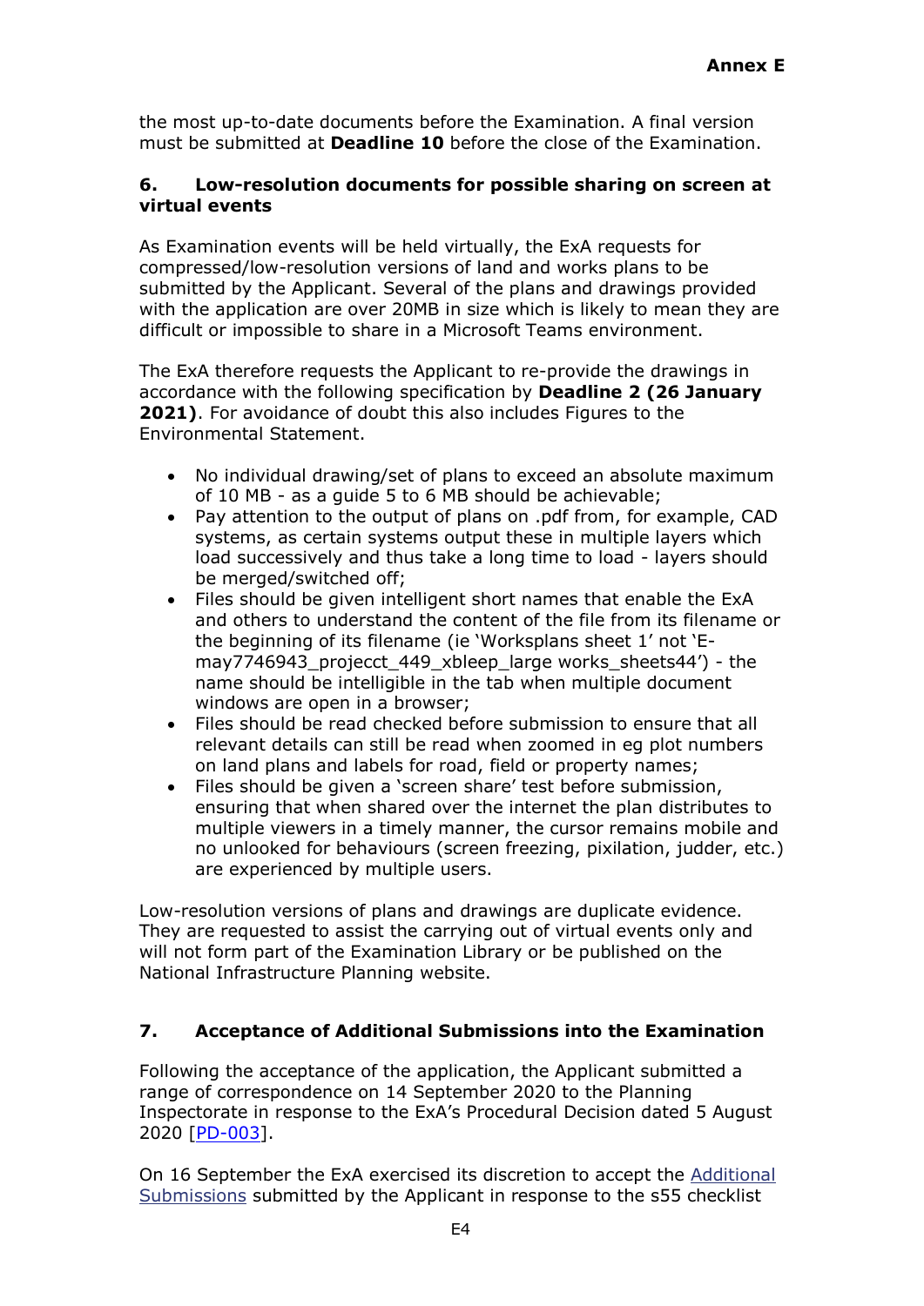the most up-to-date documents before the Examination. A final version must be submitted at **Deadline 10** before the close of the Examination.

### 6. Low-resolution documents for possible sharing on screen at virtual events

As Examination events will be held virtually, the ExA requests for compressed/low-resolution versions of land and works plans to be submitted by the Applicant. Several of the plans and drawings provided with the application are over 20MB in size which is likely to mean they are difficult or impossible to share in a Microsoft Teams environment.

The ExA therefore requests the Applicant to re-provide the drawings in accordance with the following specification by **Deadline 2 (26 January 2021)**. For avoidance of doubt this also includes Figures to the Environmental Statement.

- No individual drawing/set of plans to exceed an absolute maximum of 10 MB - as a guide 5 to 6 MB should be achievable;
- Pay attention to the output of plans on .pdf from, for example, CAD systems, as certain systems output these in multiple layers which load successively and thus take a long time to load - layers should be merged/switched off;
- Files should be given intelligent short names that enable the ExA and others to understand the content of the file from its filename or the beginning of its filename (ie 'Worksplans sheet 1' not 'E-may7746943_projecct_449_xbleep_large works_sheets44') - the name should be intelligible in the tab when multiple document windows are open in a browser;
- Files should be read checked before submission to ensure that all relevant details can still be read when zoomed in eg plot numbers on land plans and labels for road, field or property names;
- Files should be given a 'screen share' test before submission, ensuring that when shared over the internet the plan distributes to multiple viewers in a timely manner, the cursor remains mobile and no unlooked for behaviours (screen freezing, pixilation, judder, etc.) are experienced by multiple users.

Low-resolution versions of plans and drawings are duplicate evidence. They are requested to assist the carrying out of virtual events only and will not form part of the Examination Library or be published on the National Infrastructure Planning website.

### 7. Acceptance of Additional Submissions into the Examination

Following the acceptance of the application, the Applicant submitted a range of correspondence on 14 September 2020 to the Planning Inspectorate in response to the ExA's Procedural Decision dated 5 August 2020 [PD-003].

On 16 September the ExA exercised its discretion to accept the Additional Submissions submitted by the Applicant in response to the s55 checklist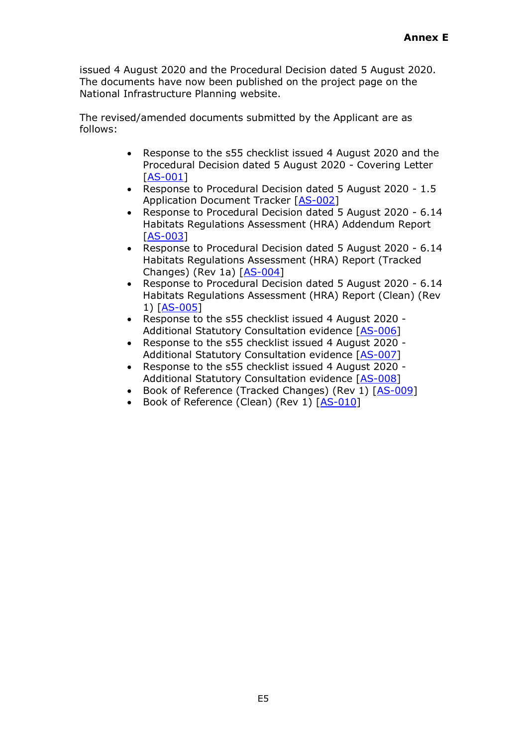issued 4 August 2020 and the Procedural Decision dated 5 August 2020. The documents have now been published on the project page on the National Infrastructure Planning website.

The revised/amended documents submitted by the Applicant are as follows:

- Response to the s55 checklist issued 4 August 2020 and the Procedural Decision dated 5 August 2020 - Covering Letter [AS-001]
- Response to Procedural Decision dated 5 August 2020 - 1.5 Application Document Tracker [AS-002]
- Response to Procedural Decision dated 5 August 2020 - 6.14 Habitats Regulations Assessment (HRA) Addendum Report [AS-003]
- Response to Procedural Decision dated 5 August 2020 - 6.14 Habitats Regulations Assessment (HRA) Report (Tracked Changes) (Rev 1a) [AS-004]
- Response to Procedural Decision dated 5 August 2020 - 6.14 Habitats Regulations Assessment (HRA) Report (Clean) (Rev 1) [AS-005]
- Response to the s55 checklist issued 4 August 2020 - Additional Statutory Consultation evidence [AS-006]
- Response to the s55 checklist issued 4 August 2020 - Additional Statutory Consultation evidence [AS-007]
- Response to the s55 checklist issued 4 August 2020 - Additional Statutory Consultation evidence [AS-008]
- Book of Reference (Tracked Changes) (Rev 1) [AS-009]
- Book of Reference (Clean) (Rev 1) [AS-010]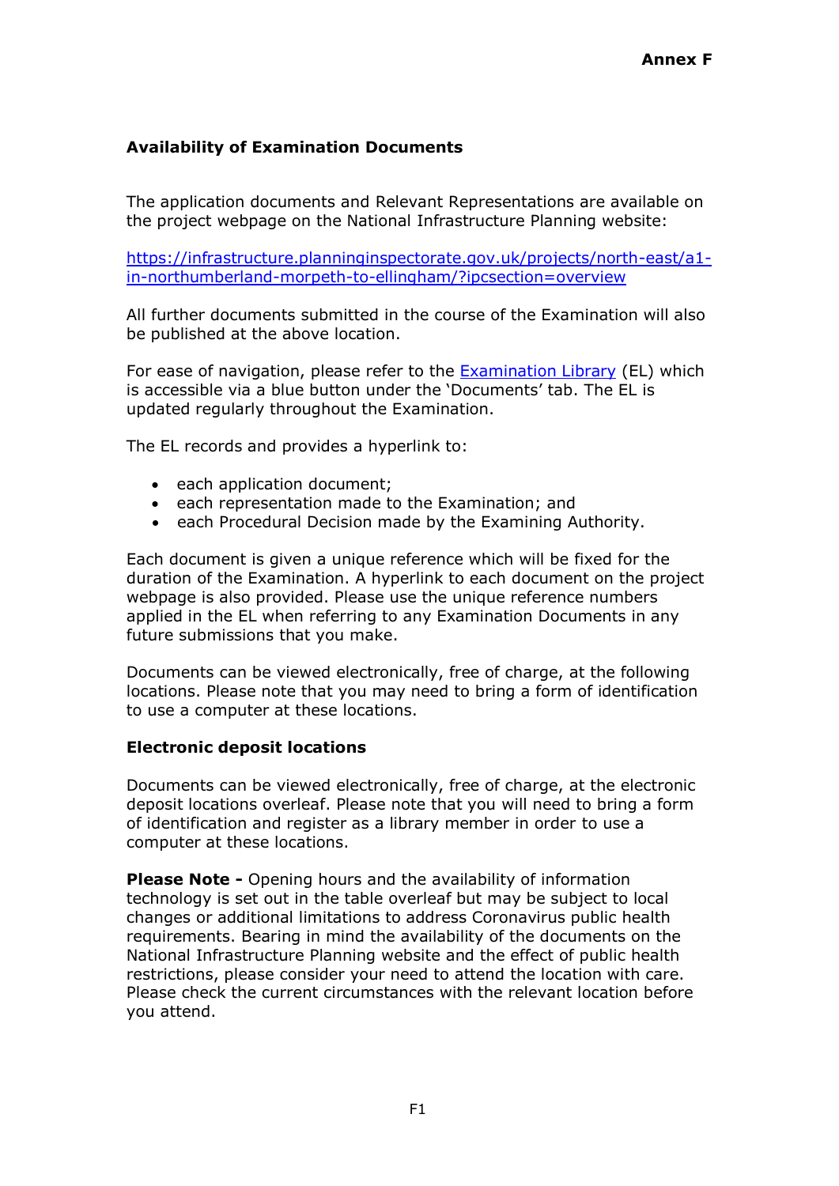**Annex F**

## Availability of Examination Documents

The application documents and Relevant Representations are available on the project webpage on the National Infrastructure Planning website:

[https://infrastructure.planninginspectorate.gov.uk/projects/north-east/a1-in-northumberland-morpeth-to-ellingham/?ipcsection=overview](https://infrastructure.planninginspectorate.gov.uk/projects/north-east/a1-in-northumberland-morpeth-to-ellingham/?ipcsection=overview)

All further documents submitted in the course of the Examination will also be published at the above location.

For ease of navigation, please refer to the Examination Library (EL) which is accessible via a blue button under the 'Documents' tab. The EL is updated regularly throughout the Examination.

The EL records and provides a hyperlink to:

- each application document;
- each representation made to the Examination; and
- each Procedural Decision made by the Examining Authority.

Each document is given a unique reference which will be fixed for the duration of the Examination. A hyperlink to each document on the project webpage is also provided. Please use the unique reference numbers applied in the EL when referring to any Examination Documents in any future submissions that you make.

Documents can be viewed electronically, free of charge, at the following locations. Please note that you may need to bring a form of identification to use a computer at these locations.

### Electronic deposit locations

Documents can be viewed electronically, free of charge, at the electronic deposit locations overleaf. Please note that you will need to bring a form of identification and register as a library member in order to use a computer at these locations.

**Please Note -** Opening hours and the availability of information technology is set out in the table overleaf but may be subject to local changes or additional limitations to address Coronavirus public health requirements. Bearing in mind the availability of the documents on the National Infrastructure Planning website and the effect of public health restrictions, please consider your need to attend the location with care. Please check the current circumstances with the relevant location before you attend.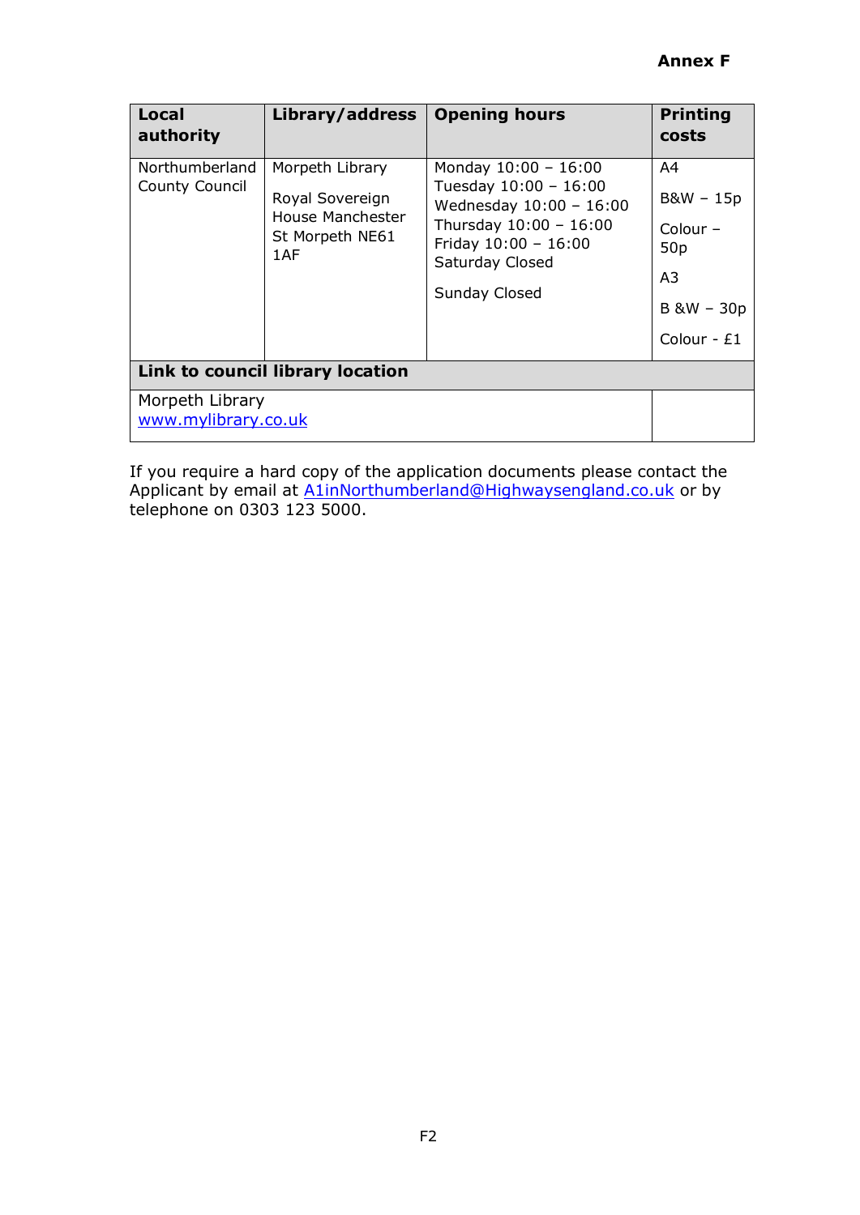**Annex F**

| Local authority | Library/address | Opening hours | Printing costs |
|---|---|---|---|
| Northumberland County Council | Morpeth Library<br><br>Royal Sovereign House Manchester St Morpeth NE61 1AF | Monday 10:00 – 16:00<br>Tuesday 10:00 – 16:00<br>Wednesday 10:00 – 16:00<br>Thursday 10:00 – 16:00<br>Friday 10:00 – 16:00<br>Saturday Closed<br><br>Sunday Closed | A4<br><br>B&W – 15p<br><br>Colour – 50p<br><br>A3<br><br>B &W – 30p<br><br>Colour - £1 |
| **Link to council library location** | | | |
| Morpeth Library<br>www.mylibrary.co.uk | | | |

If you require a hard copy of the application documents please contact the Applicant by email at A1inNorthumberland@Highwaysengland.co.uk or by telephone on 0303 123 5000.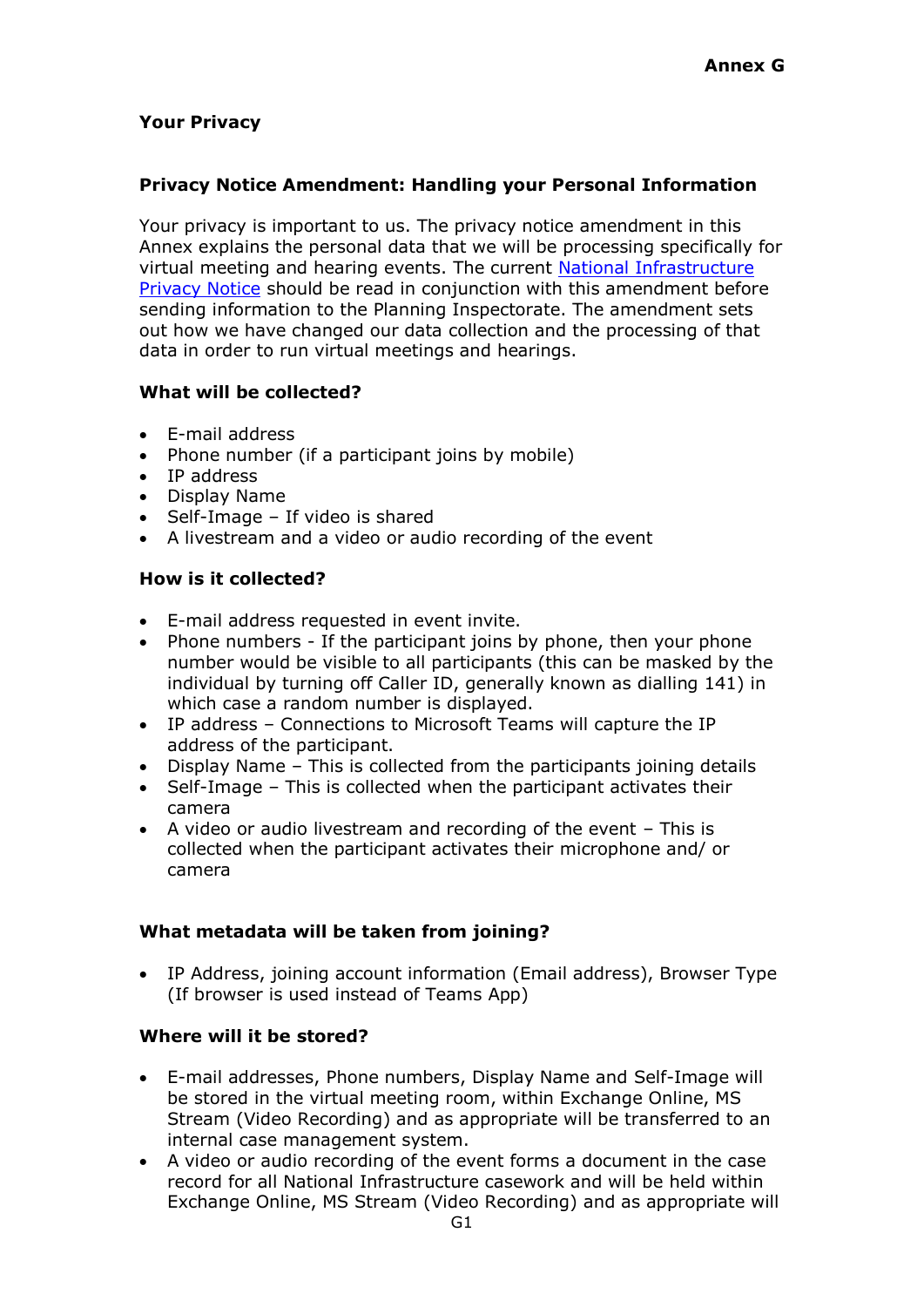**Annex G**

**Your Privacy**

**Privacy Notice Amendment: Handling your Personal Information**

Your privacy is important to us. The privacy notice amendment in this Annex explains the personal data that we will be processing specifically for virtual meeting and hearing events. The current [National Infrastructure Privacy Notice]() should be read in conjunction with this amendment before sending information to the Planning Inspectorate. The amendment sets out how we have changed our data collection and the processing of that data in order to run virtual meetings and hearings.

**What will be collected?**

- E-mail address
- Phone number (if a participant joins by mobile)
- IP address
- Display Name
- Self-Image – If video is shared
- A livestream and a video or audio recording of the event

**How is it collected?**

- E-mail address requested in event invite.
- Phone numbers - If the participant joins by phone, then your phone number would be visible to all participants (this can be masked by the individual by turning off Caller ID, generally known as dialling 141) in which case a random number is displayed.
- IP address – Connections to Microsoft Teams will capture the IP address of the participant.
- Display Name – This is collected from the participants joining details
- Self-Image – This is collected when the participant activates their camera
- A video or audio livestream and recording of the event – This is collected when the participant activates their microphone and/ or camera

**What metadata will be taken from joining?**

- IP Address, joining account information (Email address), Browser Type (If browser is used instead of Teams App)

**Where will it be stored?**

- E-mail addresses, Phone numbers, Display Name and Self-Image will be stored in the virtual meeting room, within Exchange Online, MS Stream (Video Recording) and as appropriate will be transferred to an internal case management system.
- A video or audio recording of the event forms a document in the case record for all National Infrastructure casework and will be held within Exchange Online, MS Stream (Video Recording) and as appropriate will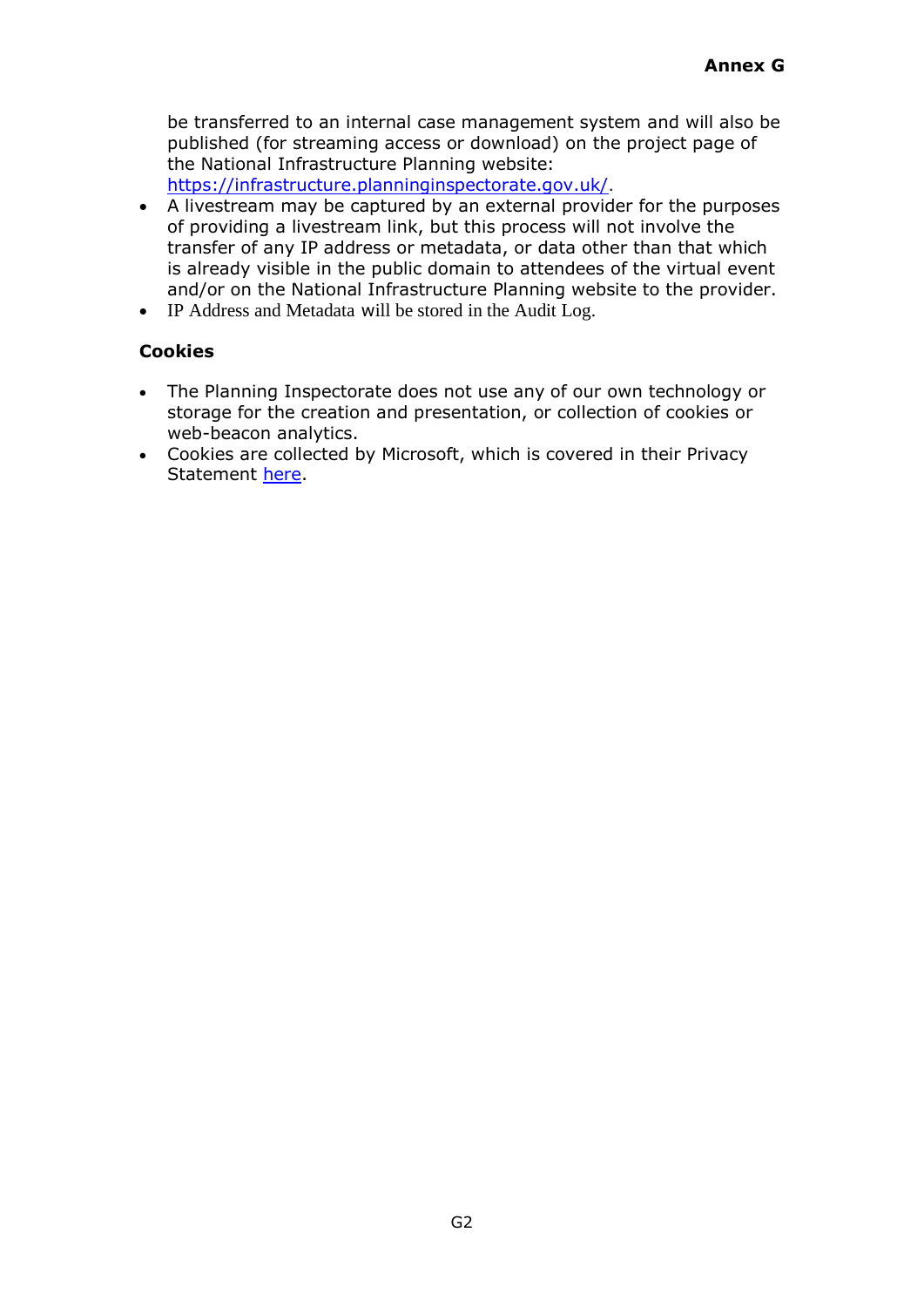be transferred to an internal case management system and will also be published (for streaming access or download) on the project page of the National Infrastructure Planning website: https://infrastructure.planninginspectorate.gov.uk/.

- A livestream may be captured by an external provider for the purposes of providing a livestream link, but this process will not involve the transfer of any IP address or metadata, or data other than that which is already visible in the public domain to attendees of the virtual event and/or on the National Infrastructure Planning website to the provider.
- IP Address and Metadata will be stored in the Audit Log.

**Cookies**

- The Planning Inspectorate does not use any of our own technology or storage for the creation and presentation, or collection of cookies or web-beacon analytics.
- Cookies are collected by Microsoft, which is covered in their Privacy Statement here.